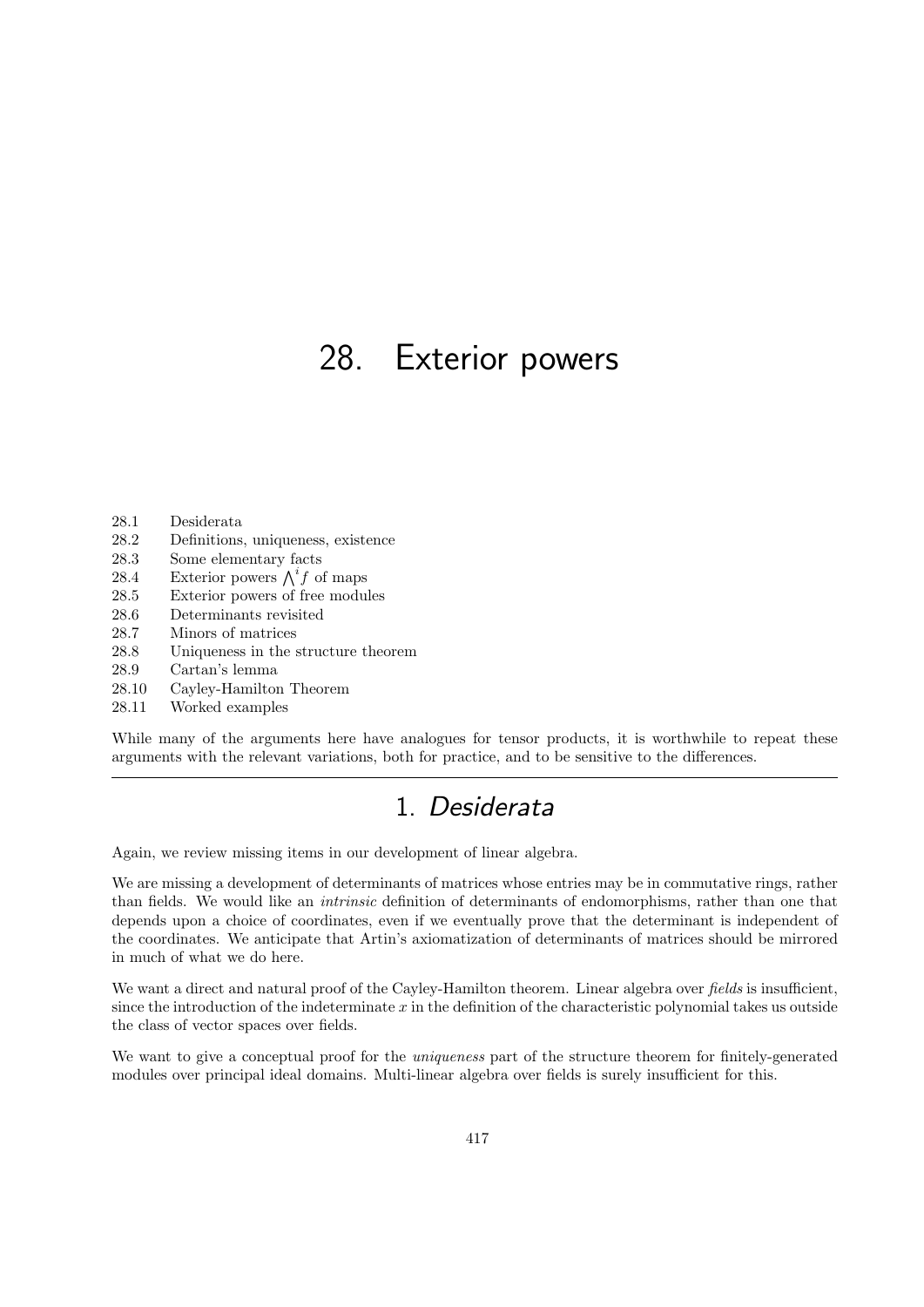# 28. Exterior powers

28.1 Desiderata
28.2 Definitions, uniqueness, existence
28.3 Some elementary facts
28.4 Exterior powers $\bigwedge^i f$ of maps
28.5 Exterior powers of free modules
28.6 Determinants revisited
28.7 Minors of matrices
28.8 Uniqueness in the structure theorem
28.9 Cartan's lemma
28.10 Cayley-Hamilton Theorem
28.11 Worked examples

While many of the arguments here have analogues for tensor products, it is worthwhile to repeat these arguments with the relevant variations, both for practice, and to be sensitive to the differences.

---

## 1. *Desiderata*

Again, we review missing items in our development of linear algebra.

We are missing a development of determinants of matrices whose entries may be in commutative rings, rather than fields. We would like an *intrinsic* definition of determinants of endomorphisms, rather than one that depends upon a choice of coordinates, even if we eventually prove that the determinant is independent of the coordinates. We anticipate that Artin's axiomatization of determinants of matrices should be mirrored in much of what we do here.

We want a direct and natural proof of the Cayley-Hamilton theorem. Linear algebra over *fields* is insufficient, since the introduction of the indeterminate $x$ in the definition of the characteristic polynomial takes us outside the class of vector spaces over fields.

We want to give a conceptual proof for the *uniqueness* part of the structure theorem for finitely-generated modules over principal ideal domains. Multi-linear algebra over fields is surely insufficient for this.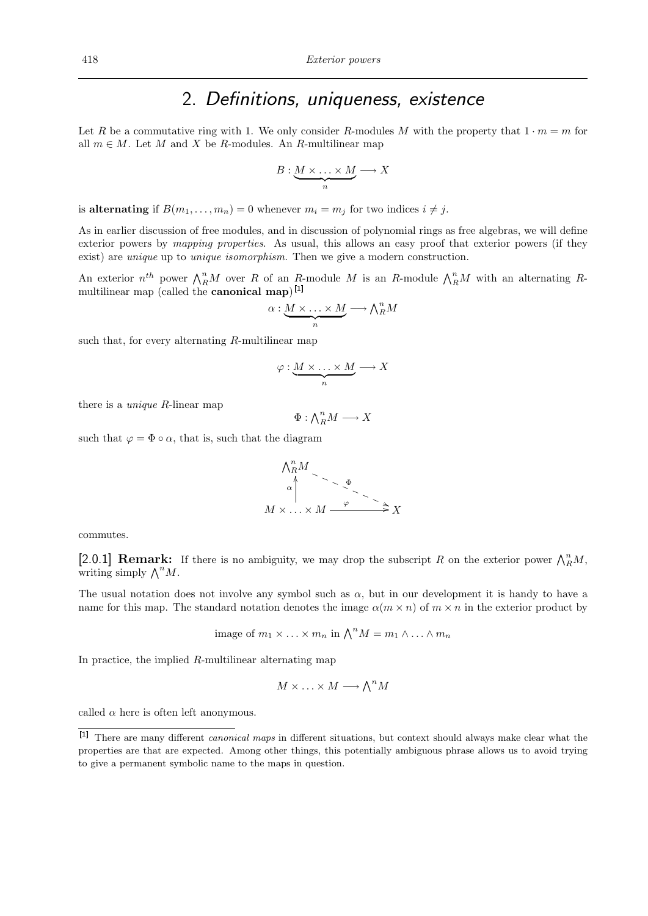## 2. Definitions, uniqueness, existence

Let $R$ be a commutative ring with 1. We only consider $R$-modules $M$ with the property that $1 \cdot m = m$ for all $m \in M$. Let $M$ and $X$ be $R$-modules. An $R$-multilinear map

$$B : \underbrace{M \times \ldots \times M}_{n} \longrightarrow X$$

is **alternating** if $B(m_1, \ldots, m_n) = 0$ whenever $m_i = m_j$ for two indices $i \neq j$.

As in earlier discussion of free modules, and in discussion of polynomial rings as free algebras, we will define exterior powers by *mapping properties*. As usual, this allows an easy proof that exterior powers (if they exist) are *unique* up to *unique isomorphism*. Then we give a modern construction.

An exterior $n^{th}$ power $\bigwedge_R^n M$ over $R$ of an $R$-module $M$ is an $R$-module $\bigwedge_R^n M$ with an alternating $R$-multilinear map (called the **canonical map**)[1]

$$\alpha : \underbrace{M \times \ldots \times M}_{n} \longrightarrow \textstyle\bigwedge_R^n M$$

such that, for every alternating $R$-multilinear map

$$\varphi : \underbrace{M \times \ldots \times M}_{n} \longrightarrow X$$

there is a *unique* $R$-linear map

$$\Phi : \textstyle\bigwedge_R^n M \longrightarrow X$$

such that $\varphi = \Phi \circ \alpha$, that is, such that the diagram

$$\begin{array}{ccc} \bigwedge_R^n M & & \\ \alpha \big\uparrow & \searrow^{\Phi} & \\ M \times \ldots \times M & \xrightarrow{\varphi} & X \end{array}$$

commutes.

**[2.0.1] Remark:** If there is no ambiguity, we may drop the subscript $R$ on the exterior power $\bigwedge_R^n M$, writing simply $\bigwedge^n M$.

The usual notation does not involve any symbol such as $\alpha$, but in our development it is handy to have a name for this map. The standard notation denotes the image $\alpha(m \times n)$ of $m \times n$ in the exterior product by

$$\text{image of } m_1 \times \ldots \times m_n \text{ in } \textstyle\bigwedge^n M = m_1 \wedge \ldots \wedge m_n$$

In practice, the implied $R$-multilinear alternating map

$$M \times \ldots \times M \longrightarrow \textstyle\bigwedge^n M$$

called $\alpha$ here is often left anonymous.

---

[1] There are many different *canonical maps* in different situations, but context should always make clear what the properties are that are expected. Among other things, this potentially ambiguous phrase allows us to avoid trying to give a permanent symbolic name to the maps in question.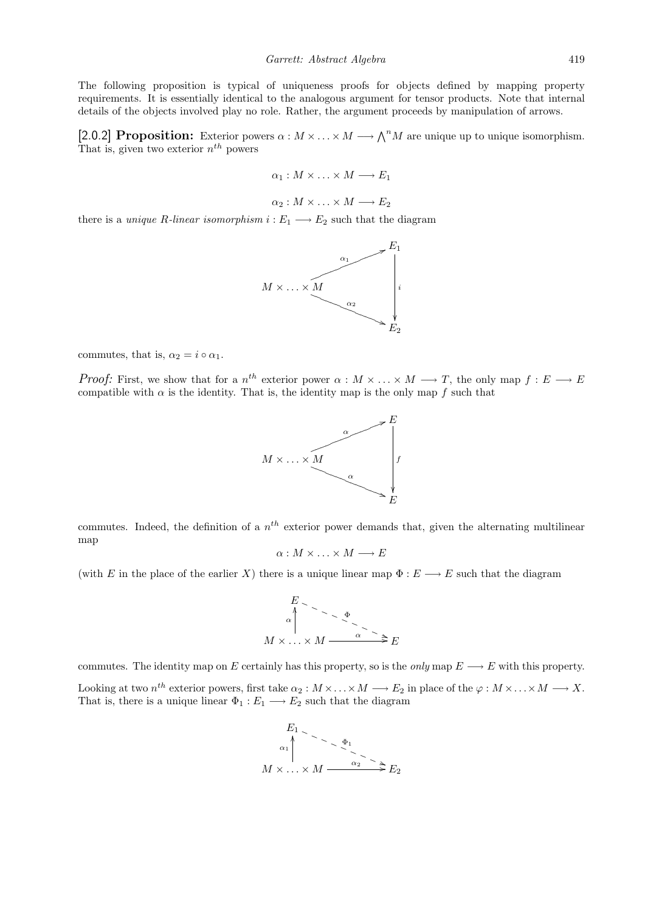The following proposition is typical of uniqueness proofs for objects defined by mapping property requirements. It is essentially identical to the analogous argument for tensor products. Note that internal details of the objects involved play no role. Rather, the argument proceeds by manipulation of arrows.

**[2.0.2] Proposition:** Exterior powers $\alpha : M \times \ldots \times M \longrightarrow \bigwedge^n M$ are unique up to unique isomorphism. That is, given two exterior $n^{th}$ powers

$$\alpha_1 : M \times \ldots \times M \longrightarrow E_1$$

$$\alpha_2 : M \times \ldots \times M \longrightarrow E_2$$

there is a *unique R-linear isomorphism* $i : E_1 \longrightarrow E_2$ such that the diagram

$$\begin{array}{ccc} & & E_1 \\ & \overset{\alpha_1}{\nearrow} & \\ M \times \ldots \times M & & \Big\downarrow i \\ & \underset{\alpha_2}{\searrow} & \\ & & E_2 \end{array}$$

commutes, that is, $\alpha_2 = i \circ \alpha_1$.

*Proof:* First, we show that for a $n^{th}$ exterior power $\alpha : M \times \ldots \times M \longrightarrow T$, the only map $f : E \longrightarrow E$ compatible with $\alpha$ is the identity. That is, the identity map is the only map $f$ such that

$$\begin{array}{ccc} & & E \\ & \overset{\alpha}{\nearrow} & \\ M \times \ldots \times M & & \Big\downarrow f \\ & \underset{\alpha}{\searrow} & \\ & & E \end{array}$$

commutes. Indeed, the definition of a $n^{th}$ exterior power demands that, given the alternating multilinear map

$$\alpha : M \times \ldots M \longrightarrow E$$

(with $E$ in the place of the earlier $X$) there is a unique linear map $\Phi : E \longrightarrow E$ such that the diagram

$$\begin{array}{ccc} E & \overset{\Phi}{\dashrightarrow} & \\ \alpha \Big\uparrow & & \\ M \times \ldots \times M & \xrightarrow{\alpha} & E \end{array}$$

commutes. The identity map on $E$ certainly has this property, so is the *only* map $E \longrightarrow E$ with this property.

Looking at two $n^{th}$ exterior powers, first take $\alpha_2 : M \times \ldots \times M \longrightarrow E_2$ in place of the $\varphi : M \times \ldots \times M \longrightarrow X$. That is, there is a unique linear $\Phi_1 : E_1 \longrightarrow E_2$ such that the diagram

$$\begin{array}{ccc} E_1 & \overset{\Phi_1}{\dashrightarrow} & \\ \alpha_1 \Big\uparrow & & \\ M \times \ldots \times M & \xrightarrow{\alpha_2} & E_2 \end{array}$$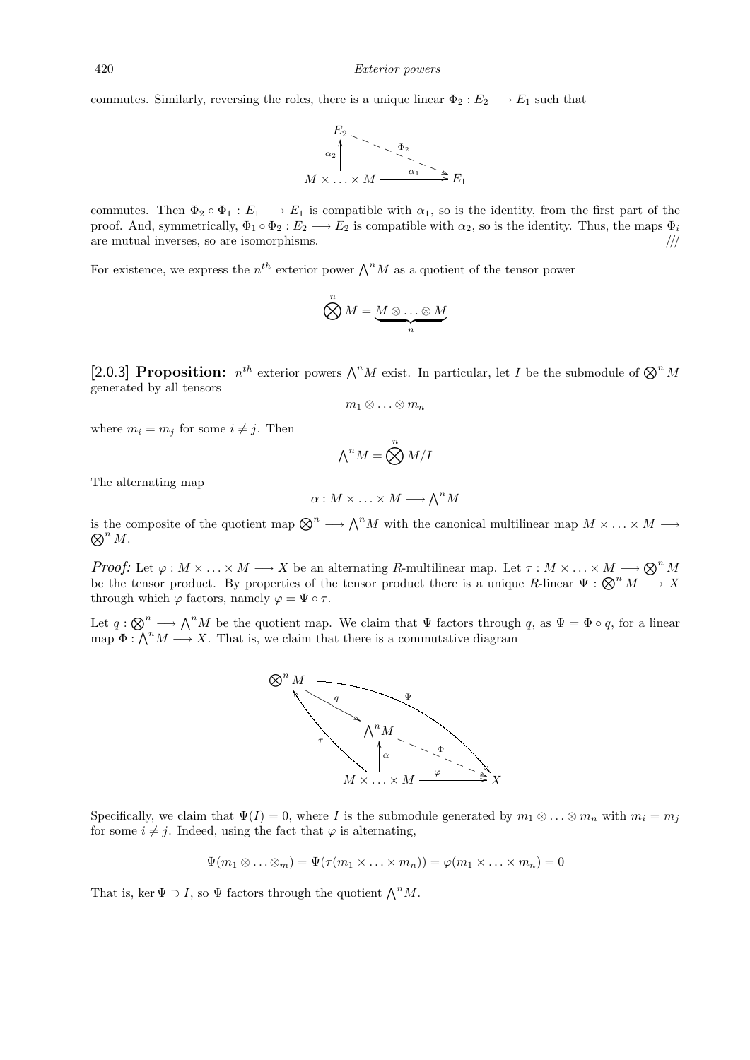commutes. Similarly, reversing the roles, there is a unique linear $\Phi_2 : E_2 \longrightarrow E_1$ such that

$$\begin{array}{ccc} E_2 & & \\ \uparrow \alpha_2 & \searrow \Phi_2 & \\ M \times \ldots \times M & \xrightarrow{\alpha_1} & E_1 \end{array}$$

commutes. Then $\Phi_2 \circ \Phi_1 : E_1 \longrightarrow E_1$ is compatible with $\alpha_1$, so is the identity, from the first part of the proof. And, symmetrically, $\Phi_1 \circ \Phi_2 : E_2 \longrightarrow E_2$ is compatible with $\alpha_2$, so is the identity. Thus, the maps $\Phi_i$ are mutual inverses, so are isomorphisms. ///

For existence, we express the $n^{th}$ exterior power $\bigwedge^n M$ as a quotient of the tensor power

$$\bigotimes^n M = \underbrace{M \otimes \ldots \otimes M}_{n}$$

**[2.0.3] Proposition:** $n^{th}$ exterior powers $\bigwedge^n M$ exist. In particular, let $I$ be the submodule of $\bigotimes^n M$ generated by all tensors

$$m_1 \otimes \ldots \otimes m_n$$

where $m_i = m_j$ for some $i \neq j$. Then

$$\bigwedge^n M = \bigotimes^n M / I$$

The alternating map

$$\alpha : M \times \ldots \times M \longrightarrow \bigwedge^n M$$

is the composite of the quotient map $\bigotimes^n \longrightarrow \bigwedge^n M$ with the canonical multilinear map $M \times \ldots \times M \longrightarrow \bigotimes^n M$.

*Proof:* Let $\varphi : M \times \ldots \times M \longrightarrow X$ be an alternating $R$-multilinear map. Let $\tau : M \times \ldots \times M \longrightarrow \bigotimes^n M$ be the tensor product. By properties of the tensor product there is a unique $R$-linear $\Psi : \bigotimes^n M \longrightarrow X$ through which $\varphi$ factors, namely $\varphi = \Psi \circ \tau$.

Let $q : \bigotimes^n \longrightarrow \bigwedge^n M$ be the quotient map. We claim that $\Psi$ factors through $q$, as $\Psi = \Phi \circ q$, for a linear map $\Phi : \bigwedge^n M \longrightarrow X$. That is, we claim that there is a commutative diagram

$$\begin{array}{ccccc} \bigotimes^n M & & \xrightarrow{\Psi} & & \\ & \searrow q & & & \\ \uparrow \tau & & \bigwedge^n M & & \\ & & \uparrow \alpha & \searrow \Phi & \\ & & M \times \ldots \times M & \xrightarrow{\varphi} & X \end{array}$$

Specifically, we claim that $\Psi(I) = 0$, where $I$ is the submodule generated by $m_1 \otimes \ldots \otimes m_n$ with $m_i = m_j$ for some $i \neq j$. Indeed, using the fact that $\varphi$ is alternating,

$$\Psi(m_1 \otimes \ldots \otimes_m) = \Psi(\tau(m_1 \times \ldots \times m_n)) = \varphi(m_1 \times \ldots \times m_n) = 0$$

That is, $\ker \Psi \supset I$, so $\Psi$ factors through the quotient $\bigwedge^n M$.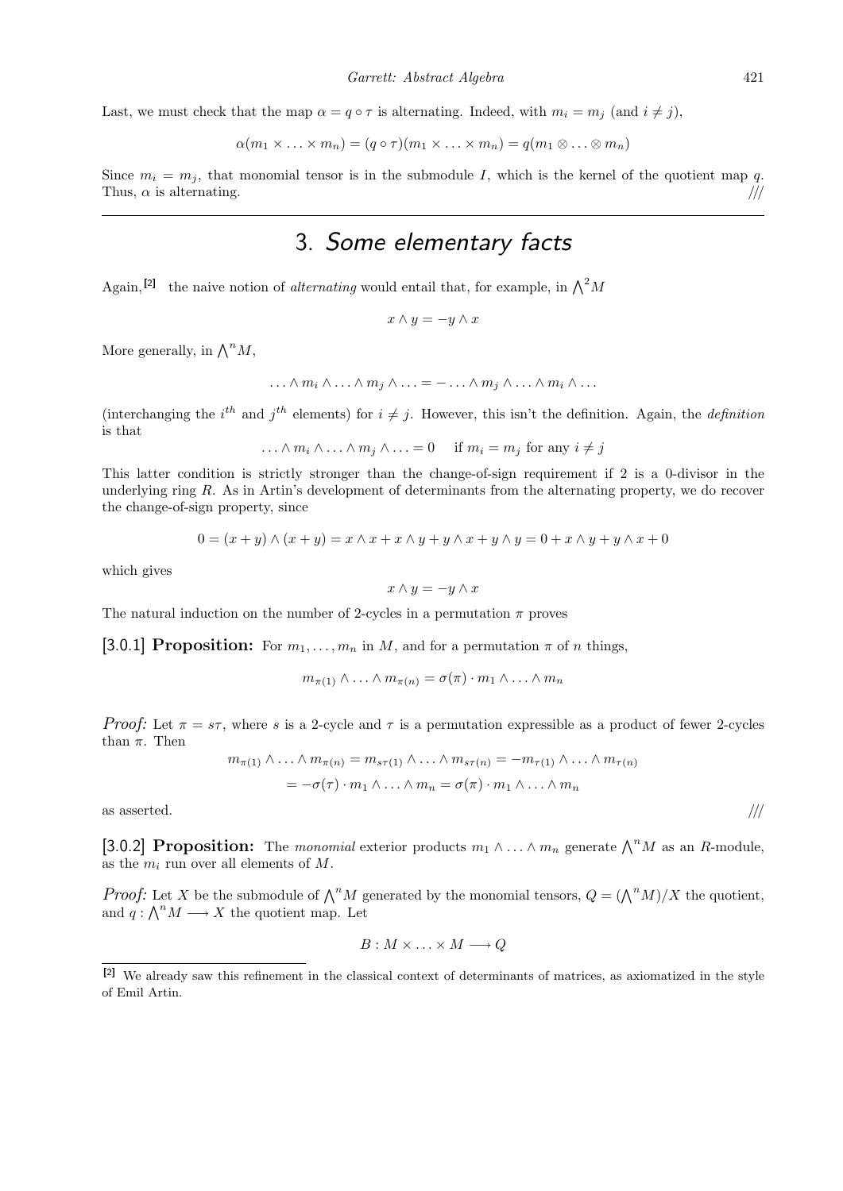Last, we must check that the map $\alpha = q \circ \tau$ is alternating. Indeed, with $m_i = m_j$ (and $i \neq j$),

$$\alpha(m_1 \times \ldots \times m_n) = (q \circ \tau)(m_1 \times \ldots \times m_n) = q(m_1 \otimes \ldots \otimes m_n)$$

Since $m_i = m_j$, that monomial tensor is in the submodule $I$, which is the kernel of the quotient map $q$. Thus, $\alpha$ is alternating. ///

---

# 3. *Some elementary facts*

Again,[2] the naive notion of *alternating* would entail that, for example, in $\bigwedge^2 M$

$$x \wedge y = -y \wedge x$$

More generally, in $\bigwedge^n M$,

$$\ldots \wedge m_i \wedge \ldots \wedge m_j \wedge \ldots = - \ldots \wedge m_j \wedge \ldots \wedge m_i \wedge \ldots$$

(interchanging the $i^{th}$ and $j^{th}$ elements) for $i \neq j$. However, this isn't the definition. Again, the *definition* is that

$$\ldots \wedge m_i \wedge \ldots \wedge m_j \wedge \ldots = 0 \quad \text{if } m_i = m_j \text{ for any } i \neq j$$

This latter condition is strictly stronger than the change-of-sign requirement if 2 is a 0-divisor in the underlying ring $R$. As in Artin's development of determinants from the alternating property, we do recover the change-of-sign property, since

$$0 = (x+y) \wedge (x+y) = x \wedge x + x \wedge y + y \wedge x + y \wedge y = 0 + x \wedge y + y \wedge x + 0$$

which gives

$$x \wedge y = -y \wedge x$$

The natural induction on the number of 2-cycles in a permutation $\pi$ proves

**[3.0.1] Proposition:** For $m_1, \ldots, m_n$ in $M$, and for a permutation $\pi$ of $n$ things,

$$m_{\pi(1)} \wedge \ldots \wedge m_{\pi(n)} = \sigma(\pi) \cdot m_1 \wedge \ldots \wedge m_n$$

*Proof:* Let $\pi = s\tau$, where $s$ is a 2-cycle and $\tau$ is a permutation expressible as a product of fewer 2-cycles than $\pi$. Then

$$m_{\pi(1)} \wedge \ldots \wedge m_{\pi(n)} = m_{s\tau(1)} \wedge \ldots \wedge m_{s\tau(n)} = -m_{\tau(1)} \wedge \ldots \wedge m_{\tau(n)}$$

$$= -\sigma(\tau) \cdot m_1 \wedge \ldots \wedge m_n = \sigma(\pi) \cdot m_1 \wedge \ldots \wedge m_n$$

as asserted. ///

**[3.0.2] Proposition:** The *monomial* exterior products $m_1 \wedge \ldots \wedge m_n$ generate $\bigwedge^n M$ as an $R$-module, as the $m_i$ run over all elements of $M$.

*Proof:* Let $X$ be the submodule of $\bigwedge^n M$ generated by the monomial tensors, $Q = (\bigwedge^n M)/X$ the quotient, and $q : \bigwedge^n M \longrightarrow X$ the quotient map. Let

$$B : M \times \ldots \times M \longrightarrow Q$$

---

[2] We already saw this refinement in the classical context of determinants of matrices, as axiomatized in the style of Emil Artin.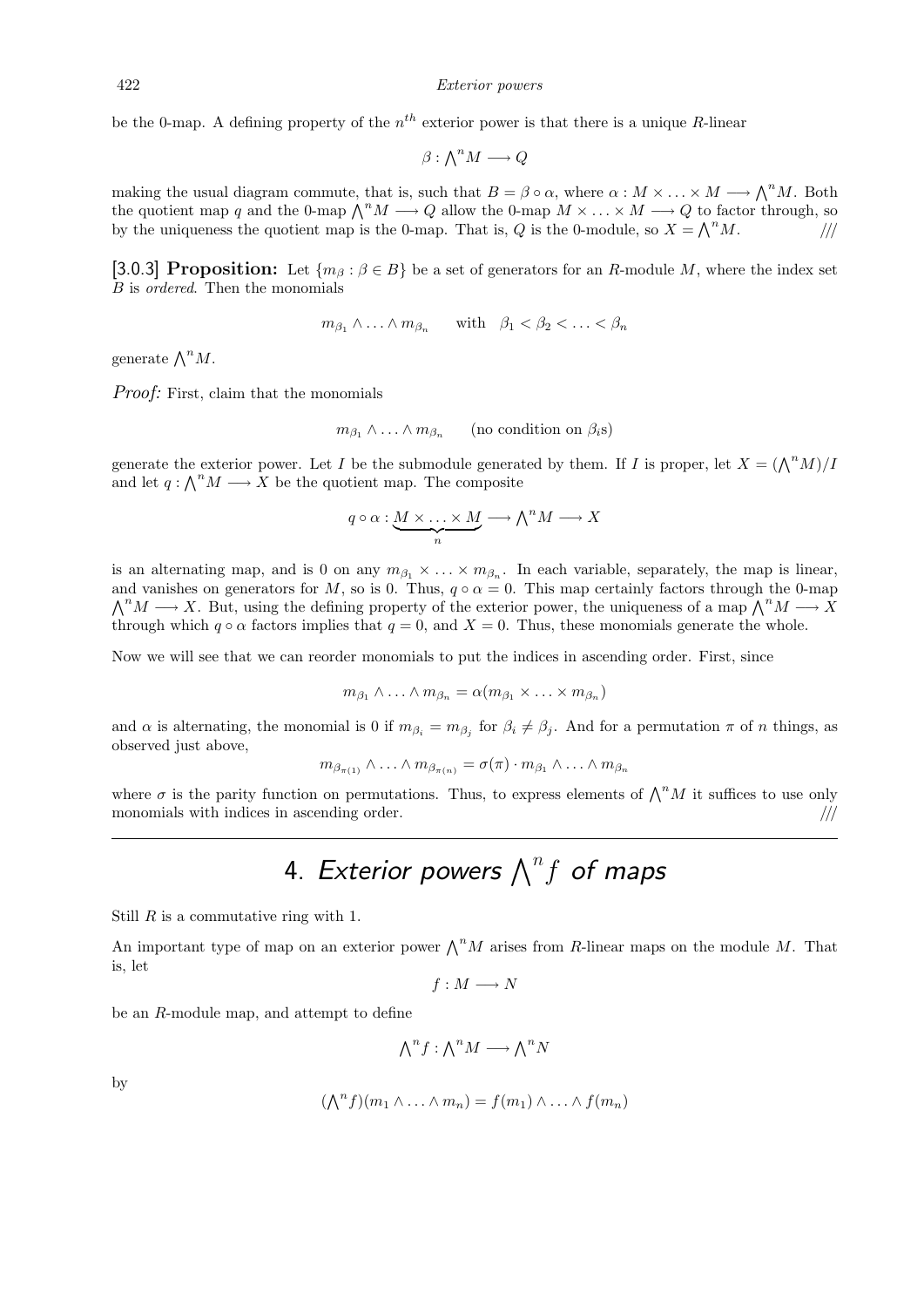be the 0-map. A defining property of the $n^{th}$ exterior power is that there is a unique $R$-linear

$$\beta : \bigwedge^n M \longrightarrow Q$$

making the usual diagram commute, that is, such that $B = \beta \circ \alpha$, where $\alpha : M \times \ldots \times M \longrightarrow \bigwedge^n M$. Both the quotient map $q$ and the 0-map $\bigwedge^n M \longrightarrow Q$ allow the 0-map $M \times \ldots \times M \longrightarrow Q$ to factor through, so by the uniqueness the quotient map is the 0-map. That is, $Q$ is the 0-module, so $X = \bigwedge^n M$. ///

**[3.0.3] Proposition:** Let $\{m_\beta : \beta \in B\}$ be a set of generators for an $R$-module $M$, where the index set $B$ is *ordered*. Then the monomials

$$m_{\beta_1} \wedge \ldots \wedge m_{\beta_n} \qquad \text{with} \quad \beta_1 < \beta_2 < \ldots < \beta_n$$

generate $\bigwedge^n M$.

*Proof:* First, claim that the monomials

$$m_{\beta_1} \wedge \ldots \wedge m_{\beta_n} \qquad (\text{no condition on } \beta_i\text{s})$$

generate the exterior power. Let $I$ be the submodule generated by them. If $I$ is proper, let $X = (\bigwedge^n M)/I$ and let $q : \bigwedge^n M \longrightarrow X$ be the quotient map. The composite

$$q \circ \alpha : \underbrace{M \times \ldots \times M}_{n} \longrightarrow \bigwedge^n M \longrightarrow X$$

is an alternating map, and is 0 on any $m_{\beta_1} \times \ldots \times m_{\beta_n}$. In each variable, separately, the map is linear, and vanishes on generators for $M$, so is 0. Thus, $q \circ \alpha = 0$. This map certainly factors through the 0-map $\bigwedge^n M \longrightarrow X$. But, using the defining property of the exterior power, the uniqueness of a map $\bigwedge^n M \longrightarrow X$ through which $q \circ \alpha$ factors implies that $q = 0$, and $X = 0$. Thus, these monomials generate the whole.

Now we will see that we can reorder monomials to put the indices in ascending order. First, since

$$m_{\beta_1} \wedge \ldots \wedge m_{\beta_n} = \alpha(m_{\beta_1} \times \ldots \times m_{\beta_n})$$

and $\alpha$ is alternating, the monomial is 0 if $m_{\beta_i} = m_{\beta_j}$ for $\beta_i \neq \beta_j$. And for a permutation $\pi$ of $n$ things, as observed just above,

$$m_{\beta_{\pi(1)}} \wedge \ldots \wedge m_{\beta_{\pi(n)}} = \sigma(\pi) \cdot m_{\beta_1} \wedge \ldots \wedge m_{\beta_n}$$

where $\sigma$ is the parity function on permutations. Thus, to express elements of $\bigwedge^n M$ it suffices to use only monomials with indices in ascending order. ///

---

## 4. *Exterior powers $\bigwedge^n f$ of maps*

Still $R$ is a commutative ring with 1.

An important type of map on an exterior power $\bigwedge^n M$ arises from $R$-linear maps on the module $M$. That is, let

$$f : M \longrightarrow N$$

be an $R$-module map, and attempt to define

$$\bigwedge^n f : \bigwedge^n M \longrightarrow \bigwedge^n N$$

by

$$(\bigwedge^n f)(m_1 \wedge \ldots \wedge m_n) = f(m_1) \wedge \ldots \wedge f(m_n)$$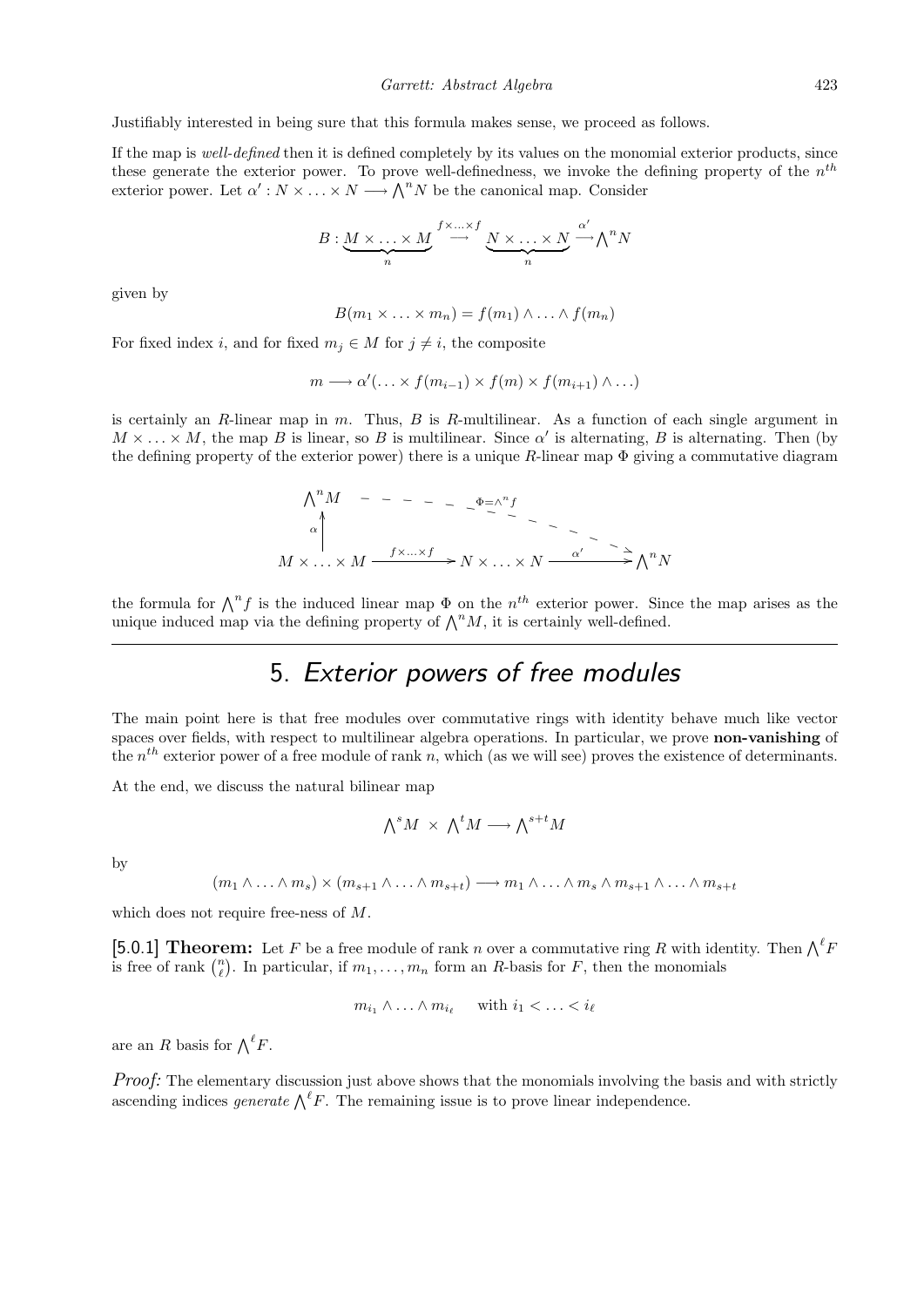Justifiably interested in being sure that this formula makes sense, we proceed as follows.

If the map is *well-defined* then it is defined completely by its values on the monomial exterior products, since these generate the exterior power. To prove well-definedness, we invoke the defining property of the $n^{th}$ exterior power. Let $\alpha' : N \times \ldots \times N \longrightarrow \bigwedge^n N$ be the canonical map. Consider

$$B : \underbrace{M \times \ldots \times M}_{n} \overset{f \times \ldots \times f}{\longrightarrow} \underbrace{N \times \ldots \times N}_{n} \overset{\alpha'}{\longrightarrow} \bigwedge^n N$$

given by

$$B(m_1 \times \ldots \times m_n) = f(m_1) \wedge \ldots \wedge f(m_n)$$

For fixed index $i$, and for fixed $m_j \in M$ for $j \neq i$, the composite

$$m \longrightarrow \alpha'(\ldots \times f(m_{i-1}) \times f(m) \times f(m_{i+1}) \wedge \ldots)$$

is certainly an $R$-linear map in $m$. Thus, $B$ is $R$-multilinear. As a function of each single argument in $M \times \ldots \times M$, the map $B$ is linear, so $B$ is multilinear. Since $\alpha'$ is alternating, $B$ is alternating. Then (by the defining property of the exterior power) there is a unique $R$-linear map $\Phi$ giving a commutative diagram

$$\begin{array}{ccccc} \bigwedge^n M & - & - & \overset{\Phi = \wedge^n f}{-} & \searrow \\ \alpha \uparrow & & & & \\ M \times \ldots \times M & \xrightarrow{f \times \ldots \times f} & N \times \ldots \times N & \xrightarrow{\alpha'} & \bigwedge^n N \end{array}$$

the formula for $\bigwedge^n f$ is the induced linear map $\Phi$ on the $n^{th}$ exterior power. Since the map arises as the unique induced map via the defining property of $\bigwedge^n M$, it is certainly well-defined.

---

# 5. *Exterior powers of free modules*

The main point here is that free modules over commutative rings with identity behave much like vector spaces over fields, with respect to multilinear algebra operations. In particular, we prove **non-vanishing** of the $n^{th}$ exterior power of a free module of rank $n$, which (as we will see) proves the existence of determinants.

At the end, we discuss the natural bilinear map

$$\bigwedge^s M \times \bigwedge^t M \longrightarrow \bigwedge^{s+t} M$$

by

$$(m_1 \wedge \ldots \wedge m_s) \times (m_{s+1} \wedge \ldots \wedge m_{s+t}) \longrightarrow m_1 \wedge \ldots \wedge m_s \wedge m_{s+1} \wedge \ldots \wedge m_{s+t}$$

which does not require free-ness of $M$.

**[5.0.1] Theorem:** Let $F$ be a free module of rank $n$ over a commutative ring $R$ with identity. Then $\bigwedge^\ell F$ is free of rank $\binom{n}{\ell}$. In particular, if $m_1, \ldots, m_n$ form an $R$-basis for $F$, then the monomials

$$m_{i_1} \wedge \ldots \wedge m_{i_\ell} \quad \text{with } i_1 < \ldots < i_\ell$$

are an $R$ basis for $\bigwedge^\ell F$.

*Proof:* The elementary discussion just above shows that the monomials involving the basis and with strictly ascending indices *generate* $\bigwedge^\ell F$. The remaining issue is to prove linear independence.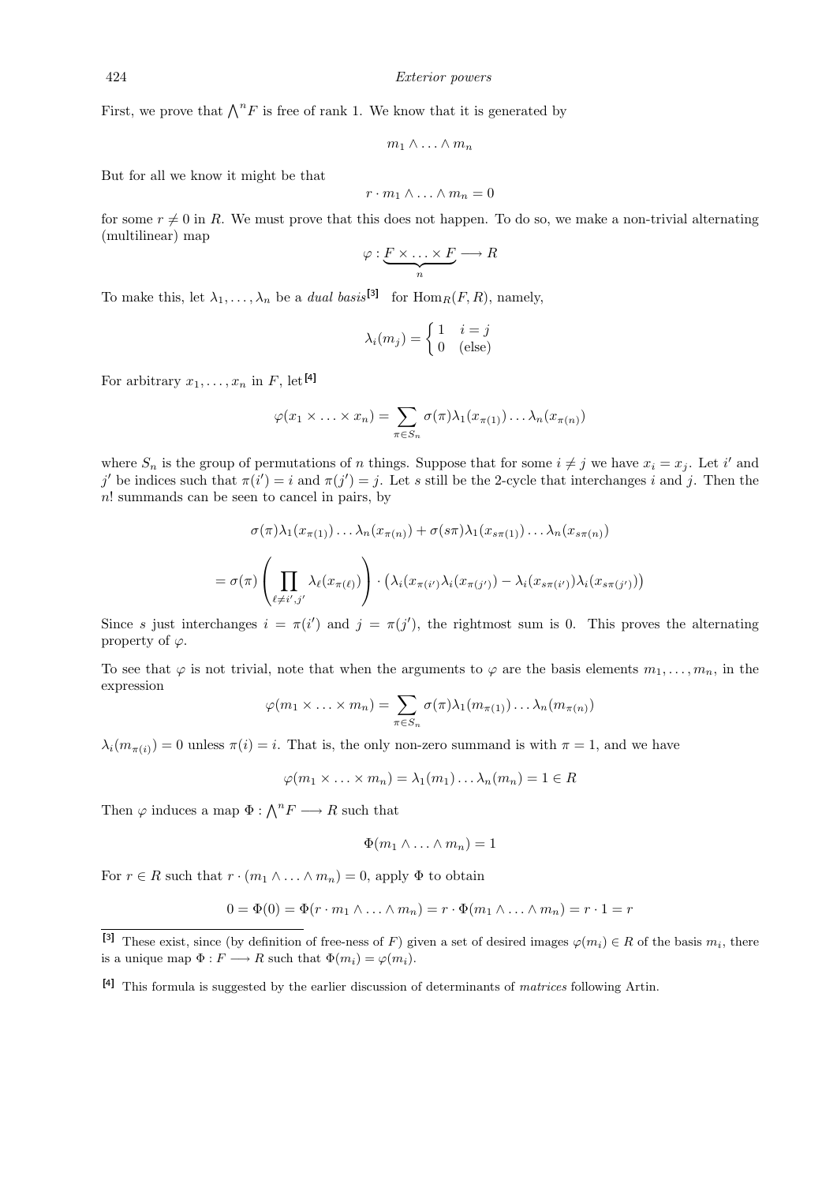First, we prove that $\bigwedge^n F$ is free of rank 1. We know that it is generated by

$$m_1 \wedge \ldots \wedge m_n$$

But for all we know it might be that

$$r \cdot m_1 \wedge \ldots \wedge m_n = 0$$

for some $r \neq 0$ in $R$. We must prove that this does not happen. To do so, we make a non-trivial alternating (multilinear) map

$$\varphi : \underbrace{F \times \ldots \times F}_{n} \longrightarrow R$$

To make this, let $\lambda_1, \ldots, \lambda_n$ be a *dual basis*[3] for $\text{Hom}_R(F, R)$, namely,

$$\lambda_i(m_j) = \begin{cases} 1 & i = j \\ 0 & \text{(else)} \end{cases}$$

For arbitrary $x_1, \ldots, x_n$ in $F$, let[4]

$$\varphi(x_1 \times \ldots \times x_n) = \sum_{\pi \in S_n} \sigma(\pi) \lambda_1(x_{\pi(1)}) \ldots \lambda_n(x_{\pi(n)})$$

where $S_n$ is the group of permutations of $n$ things. Suppose that for some $i \neq j$ we have $x_i = x_j$. Let $i'$ and $j'$ be indices such that $\pi(i') = i$ and $\pi(j') = j$. Let $s$ still be the 2-cycle that interchanges $i$ and $j$. Then the $n!$ summands can be seen to cancel in pairs, by

$$\sigma(\pi)\lambda_1(x_{\pi(1)}) \ldots \lambda_n(x_{\pi(n)}) + \sigma(s\pi)\lambda_1(x_{s\pi(1)}) \ldots \lambda_n(x_{s\pi(n)})$$

$$= \sigma(\pi) \left( \prod_{\ell \neq i', j'} \lambda_\ell(x_{\pi(\ell)}) \right) \cdot \left( \lambda_i(x_{\pi(i')}) \lambda_i(x_{\pi(j')}) - \lambda_i(x_{s\pi(i')}) \lambda_i(x_{s\pi(j')}) \right)$$

Since $s$ just interchanges $i = \pi(i')$ and $j = \pi(j')$, the rightmost sum is 0. This proves the alternating property of $\varphi$.

To see that $\varphi$ is not trivial, note that when the arguments to $\varphi$ are the basis elements $m_1, \ldots, m_n$, in the expression

$$\varphi(m_1 \times \ldots \times m_n) = \sum_{\pi \in S_n} \sigma(\pi) \lambda_1(m_{\pi(1)}) \ldots \lambda_n(m_{\pi(n)})$$

$\lambda_i(m_{\pi(i)}) = 0$ unless $\pi(i) = i$. That is, the only non-zero summand is with $\pi = 1$, and we have

$$\varphi(m_1 \times \ldots \times m_n) = \lambda_1(m_1) \ldots \lambda_n(m_n) = 1 \in R$$

Then $\varphi$ induces a map $\Phi : \bigwedge^n F \longrightarrow R$ such that

$$\Phi(m_1 \wedge \ldots \wedge m_n) = 1$$

For $r \in R$ such that $r \cdot (m_1 \wedge \ldots \wedge m_n) = 0$, apply $\Phi$ to obtain

$$0 = \Phi(0) = \Phi(r \cdot m_1 \wedge \ldots \wedge m_n) = r \cdot \Phi(m_1 \wedge \ldots \wedge m_n) = r \cdot 1 = r$$

---

[3] These exist, since (by definition of free-ness of $F$) given a set of desired images $\varphi(m_i) \in R$ of the basis $m_i$, there is a unique map $\Phi : F \longrightarrow R$ such that $\Phi(m_i) = \varphi(m_i)$.

[4] This formula is suggested by the earlier discussion of determinants of *matrices* following Artin.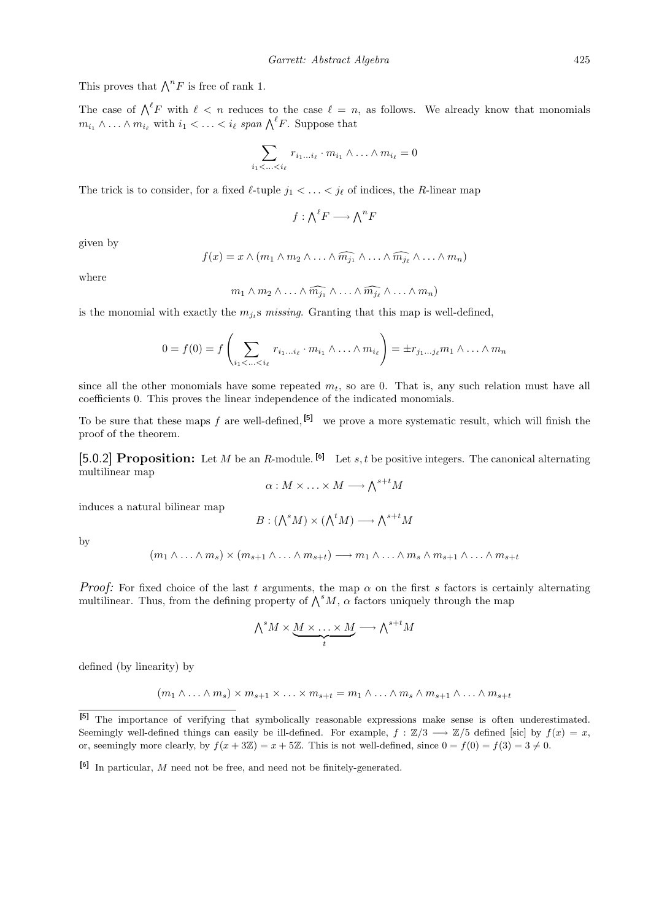This proves that $\bigwedge^n F$ is free of rank 1.

The case of $\bigwedge^\ell F$ with $\ell < n$ reduces to the case $\ell = n$, as follows. We already know that monomials $m_{i_1} \wedge \ldots \wedge m_{i_\ell}$ with $i_1 < \ldots < i_\ell$ *span* $\bigwedge^\ell F$. Suppose that

$$\sum_{i_1 < \ldots < i_\ell} r_{i_1 \ldots i_\ell} \cdot m_{i_1} \wedge \ldots \wedge m_{i_\ell} = 0$$

The trick is to consider, for a fixed $\ell$-tuple $j_1 < \ldots < j_\ell$ of indices, the $R$-linear map

$$f : \bigwedge^\ell F \longrightarrow \bigwedge^n F$$

given by

$$f(x) = x \wedge (m_1 \wedge m_2 \wedge \ldots \wedge \widehat{m_{j_1}} \wedge \ldots \wedge \widehat{m_{j_\ell}} \wedge \ldots \wedge m_n)$$

where

$$m_1 \wedge m_2 \wedge \ldots \wedge \widehat{m_{j_1}} \wedge \ldots \wedge \widehat{m_{j_\ell}} \wedge \ldots \wedge m_n)$$

is the monomial with exactly the $m_{j_t}$s *missing*. Granting that this map is well-defined,

$$0 = f(0) = f\left(\sum_{i_1 < \ldots < i_\ell} r_{i_1 \ldots i_\ell} \cdot m_{i_1} \wedge \ldots \wedge m_{i_\ell}\right) = \pm r_{j_1 \ldots j_\ell} m_1 \wedge \ldots \wedge m_n$$

since all the other monomials have some repeated $m_t$, so are 0. That is, any such relation must have all coefficients 0. This proves the linear independence of the indicated monomials.

To be sure that these maps $f$ are well-defined,[5] we prove a more systematic result, which will finish the proof of the theorem.

**[5.0.2] Proposition:** Let $M$ be an $R$-module.[6] Let $s, t$ be positive integers. The canonical alternating multilinear map

$$\alpha : M \times \ldots \times M \longrightarrow \bigwedge^{s+t} M$$

induces a natural bilinear map

$$B : (\bigwedge^s M) \times (\bigwedge^t M) \longrightarrow \bigwedge^{s+t} M$$

by

$$(m_1 \wedge \ldots \wedge m_s) \times (m_{s+1} \wedge \ldots \wedge m_{s+t}) \longrightarrow m_1 \wedge \ldots \wedge m_s \wedge m_{s+1} \wedge \ldots \wedge m_{s+t}$$

***Proof:*** For fixed choice of the last $t$ arguments, the map $\alpha$ on the first $s$ factors is certainly alternating multilinear. Thus, from the defining property of $\bigwedge^s M$, $\alpha$ factors uniquely through the map

$$\bigwedge^s M \times \underbrace{M \times \ldots \times M}_{t} \longrightarrow \bigwedge^{s+t} M$$

defined (by linearity) by

$$(m_1 \wedge \ldots \wedge m_s) \times m_{s+1} \times \ldots \times m_{s+t} = m_1 \wedge \ldots \wedge m_s \wedge m_{s+1} \wedge \ldots \wedge m_{s+t}$$

---

[5] The importance of verifying that symbolically reasonable expressions make sense is often underestimated. Seemingly well-defined things can easily be ill-defined. For example, $f : \mathbb{Z}/3 \longrightarrow \mathbb{Z}/5$ defined [sic] by $f(x) = x$, or, seemingly more clearly, by $f(x + 3\mathbb{Z}) = x + 5\mathbb{Z}$. This is not well-defined, since $0 = f(0) = f(3) = 3 \neq 0$.

[6] In particular, $M$ need not be free, and need not be finitely-generated.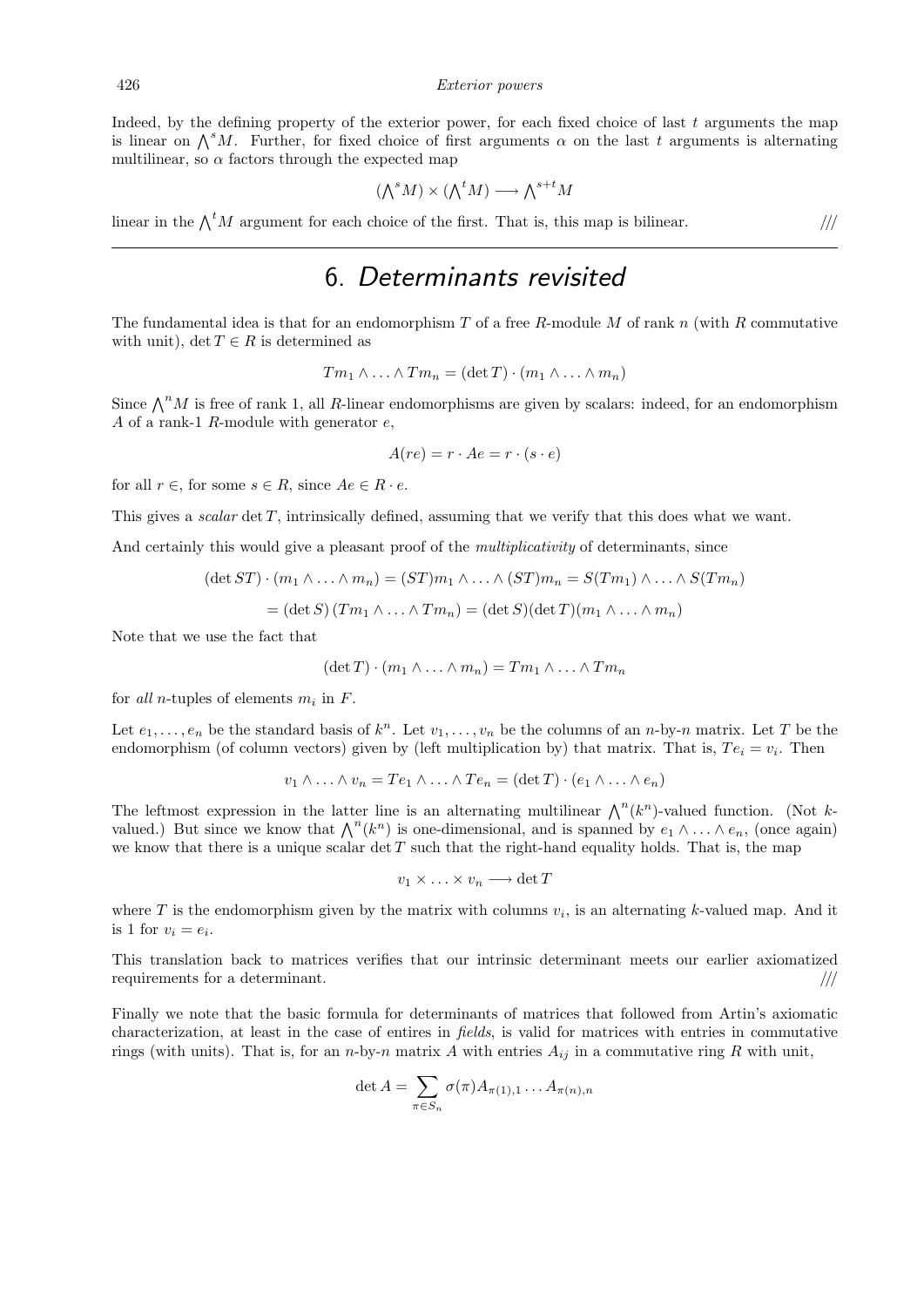Indeed, by the defining property of the exterior power, for each fixed choice of last $t$ arguments the map is linear on $\bigwedge^s M$. Further, for fixed choice of first arguments $\alpha$ on the last $t$ arguments is alternating multilinear, so $\alpha$ factors through the expected map

$$(\bigwedge^s M) \times (\bigwedge^t M) \longrightarrow \bigwedge^{s+t} M$$

linear in the $\bigwedge^t M$ argument for each choice of the first. That is, this map is bilinear. ///

## 6. *Determinants revisited*

The fundamental idea is that for an endomorphism $T$ of a free $R$-module $M$ of rank $n$ (with $R$ commutative with unit), $\det T \in R$ is determined as

$$Tm_1 \wedge \ldots \wedge Tm_n = (\det T) \cdot (m_1 \wedge \ldots \wedge m_n)$$

Since $\bigwedge^n M$ is free of rank 1, all $R$-linear endomorphisms are given by scalars: indeed, for an endomorphism $A$ of a rank-1 $R$-module with generator $e$,

$$A(re) = r \cdot Ae = r \cdot (s \cdot e)$$

for all $r \in$, for some $s \in R$, since $Ae \in R \cdot e$.

This gives a *scalar* $\det T$, intrinsically defined, assuming that we verify that this does what we want.

And certainly this would give a pleasant proof of the *multiplicativity* of determinants, since

$$(\det ST) \cdot (m_1 \wedge \ldots \wedge m_n) = (ST)m_1 \wedge \ldots \wedge (ST)m_n = S(Tm_1) \wedge \ldots \wedge S(Tm_n)$$

$$= (\det S)\,(Tm_1 \wedge \ldots \wedge Tm_n) = (\det S)(\det T)(m_1 \wedge \ldots \wedge m_n)$$

Note that we use the fact that

$$(\det T) \cdot (m_1 \wedge \ldots \wedge m_n) = Tm_1 \wedge \ldots \wedge Tm_n$$

for *all* $n$-tuples of elements $m_i$ in $F$.

Let $e_1, \ldots, e_n$ be the standard basis of $k^n$. Let $v_1, \ldots, v_n$ be the columns of an $n$-by-$n$ matrix. Let $T$ be the endomorphism (of column vectors) given by (left multiplication by) that matrix. That is, $Te_i = v_i$. Then

$$v_1 \wedge \ldots \wedge v_n = Te_1 \wedge \ldots \wedge Te_n = (\det T) \cdot (e_1 \wedge \ldots \wedge e_n)$$

The leftmost expression in the latter line is an alternating multilinear $\bigwedge^n(k^n)$-valued function. (Not $k$-valued.) But since we know that $\bigwedge^n(k^n)$ is one-dimensional, and is spanned by $e_1 \wedge \ldots \wedge e_n$, (once again) we know that there is a unique scalar $\det T$ such that the right-hand equality holds. That is, the map

$$v_1 \times \ldots \times v_n \longrightarrow \det T$$

where $T$ is the endomorphism given by the matrix with columns $v_i$, is an alternating $k$-valued map. And it is 1 for $v_i = e_i$.

This translation back to matrices verifies that our intrinsic determinant meets our earlier axiomatized requirements for a determinant. ///

Finally we note that the basic formula for determinants of matrices that followed from Artin's axiomatic characterization, at least in the case of entires in *fields*, is valid for matrices with entries in commutative rings (with units). That is, for an $n$-by-$n$ matrix $A$ with entries $A_{ij}$ in a commutative ring $R$ with unit,

$$\det A = \sum_{\pi \in S_n} \sigma(\pi) A_{\pi(1),1} \ldots A_{\pi(n),n}$$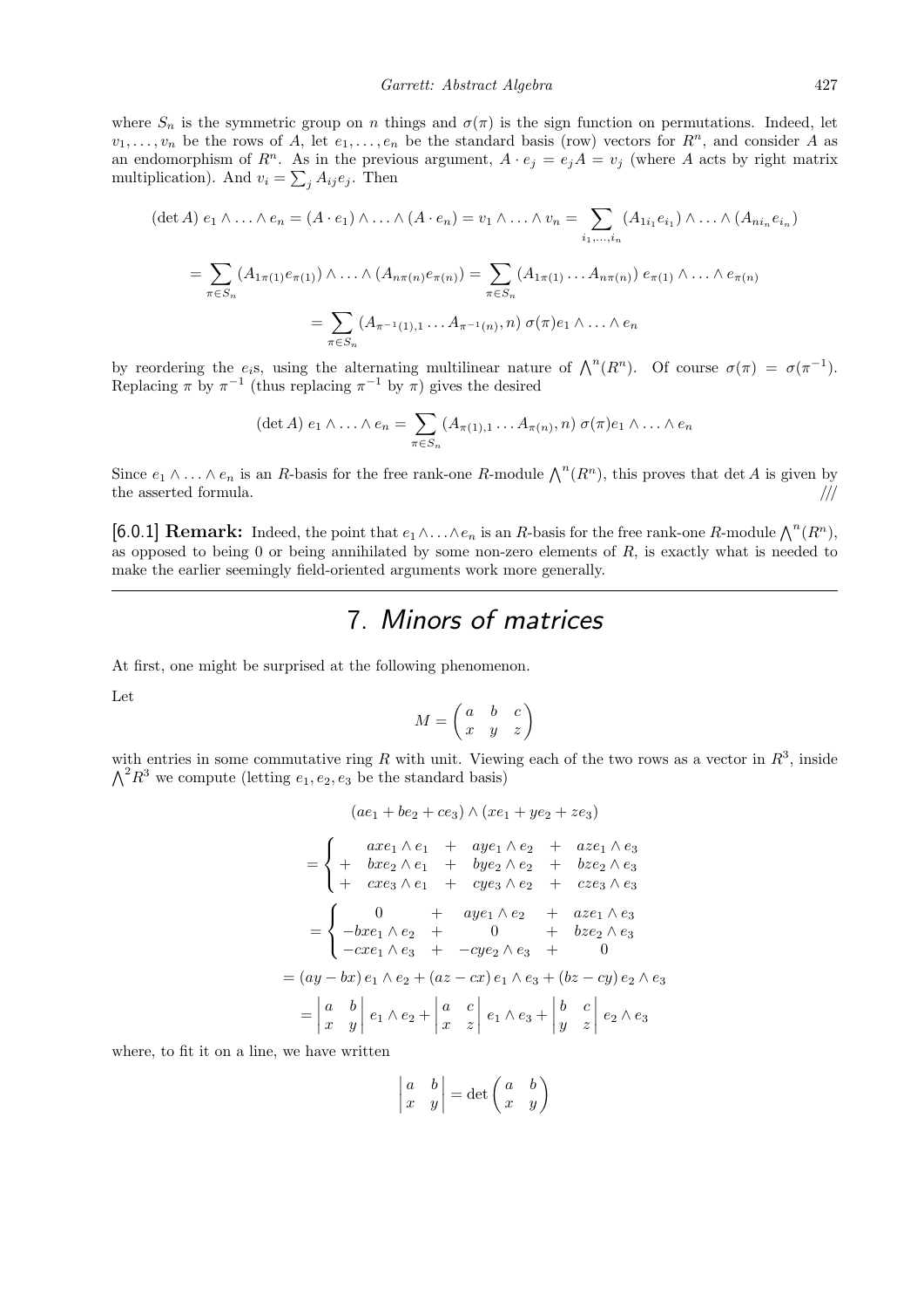where $S_n$ is the symmetric group on $n$ things and $\sigma(\pi)$ is the sign function on permutations. Indeed, let $v_1, \ldots, v_n$ be the rows of $A$, let $e_1, \ldots, e_n$ be the standard basis (row) vectors for $R^n$, and consider $A$ as an endomorphism of $R^n$. As in the previous argument, $A \cdot e_j = e_j A = v_j$ (where $A$ acts by right matrix multiplication). And $v_i = \sum_j A_{ij} e_j$. Then

$$(\det A)\; e_1 \wedge \ldots \wedge e_n = (A \cdot e_1) \wedge \ldots \wedge (A \cdot e_n) = v_1 \wedge \ldots \wedge v_n = \sum_{i_1, \ldots, i_n} (A_{1i_1} e_{i_1}) \wedge \ldots \wedge (A_{ni_n} e_{i_n})$$

$$= \sum_{\pi \in S_n} (A_{1\pi(1)} e_{\pi(1)}) \wedge \ldots \wedge (A_{n\pi(n)} e_{\pi(n)}) = \sum_{\pi \in S_n} (A_{1\pi(1)} \ldots A_{n\pi(n)})\; e_{\pi(1)} \wedge \ldots \wedge e_{\pi(n)}$$

$$= \sum_{\pi \in S_n} (A_{\pi^{-1}(1),1} \ldots A_{\pi^{-1}(n)}, n)\; \sigma(\pi) e_1 \wedge \ldots \wedge e_n$$

by reordering the $e_i$s, using the alternating multilinear nature of $\bigwedge^n(R^n)$. Of course $\sigma(\pi) = \sigma(\pi^{-1})$. Replacing $\pi$ by $\pi^{-1}$ (thus replacing $\pi^{-1}$ by $\pi$) gives the desired

$$(\det A)\; e_1 \wedge \ldots \wedge e_n = \sum_{\pi \in S_n} (A_{\pi(1),1} \ldots A_{\pi(n)}, n)\; \sigma(\pi) e_1 \wedge \ldots \wedge e_n$$

Since $e_1 \wedge \ldots \wedge e_n$ is an $R$-basis for the free rank-one $R$-module $\bigwedge^n(R^n)$, this proves that $\det A$ is given by the asserted formula. ///

**[6.0.1] Remark:** Indeed, the point that $e_1 \wedge \ldots \wedge e_n$ is an $R$-basis for the free rank-one $R$-module $\bigwedge^n(R^n)$, as opposed to being 0 or being annihilated by some non-zero elements of $R$, is exactly what is needed to make the earlier seemingly field-oriented arguments work more generally.

---

# 7. *Minors of matrices*

At first, one might be surprised at the following phenomenon.

Let

$$M = \begin{pmatrix} a & b & c \\ x & y & z \end{pmatrix}$$

with entries in some commutative ring $R$ with unit. Viewing each of the two rows as a vector in $R^3$, inside $\bigwedge^2 R^3$ we compute (letting $e_1, e_2, e_3$ be the standard basis)

$$(ae_1 + be_2 + ce_3) \wedge (xe_1 + ye_2 + ze_3)$$

$$= \begin{cases} \quad axe_1 \wedge e_1 & + \quad aye_1 \wedge e_2 & + \quad aze_1 \wedge e_3 \\ + \quad bxe_2 \wedge e_1 & + \quad bye_2 \wedge e_2 & + \quad bze_2 \wedge e_3 \\ + \quad cxe_3 \wedge e_1 & + \quad cye_3 \wedge e_2 & + \quad cze_3 \wedge e_3 \end{cases}$$

$$= \begin{cases} \quad 0 & + \quad aye_1 \wedge e_2 & + \quad aze_1 \wedge e_3 \\ -bxe_1 \wedge e_2 & + \quad 0 & + \quad bze_2 \wedge e_3 \\ -cxe_1 \wedge e_3 & + \quad -cye_2 \wedge e_3 & + \quad 0 \end{cases}$$

$$= (ay - bx)\, e_1 \wedge e_2 + (az - cx)\, e_1 \wedge e_3 + (bz - cy)\, e_2 \wedge e_3$$

$$= \begin{vmatrix} a & b \\ x & y \end{vmatrix} e_1 \wedge e_2 + \begin{vmatrix} a & c \\ x & z \end{vmatrix} e_1 \wedge e_3 + \begin{vmatrix} b & c \\ y & z \end{vmatrix} e_2 \wedge e_3$$

where, to fit it on a line, we have written

$$\begin{vmatrix} a & b \\ x & y \end{vmatrix} = \det \begin{pmatrix} a & b \\ x & y \end{pmatrix}$$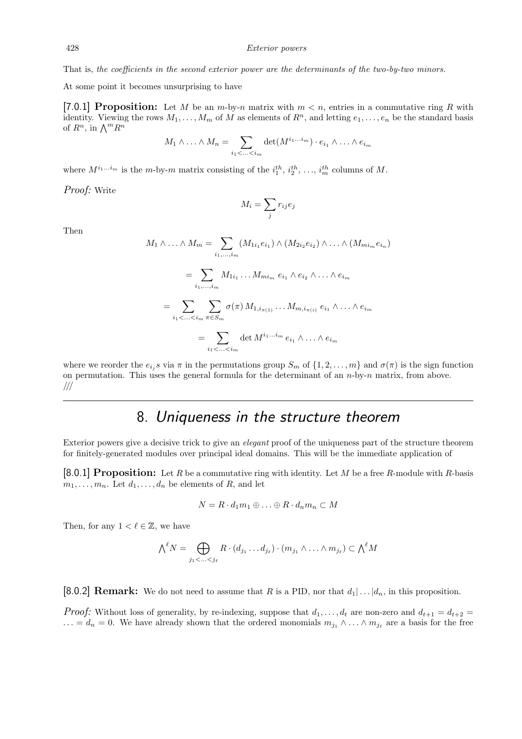That is, *the coefficients in the second exterior power are the determinants of the two-by-two minors.*

At some point it becomes unsurprising to have

**[7.0.1] Proposition:** Let $M$ be an $m$-by-$n$ matrix with $m < n$, entries in a commutative ring $R$ with identity. Viewing the rows $M_1, \ldots, M_m$ of $M$ as elements of $R^n$, and letting $e_1, \ldots, e_n$ be the standard basis of $R^n$, in $\bigwedge^m R^n$

$$M_1 \wedge \ldots \wedge M_n = \sum_{i_1 < \ldots < i_m} \det(M^{i_1 \ldots i_m}) \cdot e_{i_1} \wedge \ldots \wedge e_{i_m}$$

where $M^{i_1 \ldots i_m}$ is the $m$-by-$m$ matrix consisting of the $i_1^{th}$, $i_2^{th}$, $\ldots$, $i_m^{th}$ columns of $M$.

*Proof:* Write

$$M_i = \sum_j r_{ij} e_j$$

Then

$$M_1 \wedge \ldots \wedge M_m = \sum_{i_1, \ldots, i_m} (M_{1 i_1} e_{i_1}) \wedge (M_{2 i_2} e_{i_2}) \wedge \ldots \wedge (M_{m i_m} e_{i_n})$$

$$= \sum_{i_1, \ldots, i_m} M_{1 i_1} \ldots M_{m i_m} \; e_{i_1} \wedge e_{i_2} \wedge \ldots \wedge e_{i_m}$$

$$= \sum_{i_1 < \ldots < i_m} \sum_{\pi \in S_m} \sigma(\pi) \, M_{1, i_{\pi(1)}} \ldots M_{m, i_{\pi(i)}} \; e_{i_1} \wedge \ldots \wedge e_{i_m}$$

$$= \sum_{i_1 < \ldots < i_m} \det M^{i_1 \ldots i_m} \, e_{i_1} \wedge \ldots \wedge e_{i_m}$$

where we reorder the $e_{i_j}s$ via $\pi$ in the permutations group $S_m$ of $\{1, 2, \ldots, m\}$ and $\sigma(\pi)$ is the sign function on permutation. This uses the general formula for the determinant of an $n$-by-$n$ matrix, from above.
///

---

## 8. *Uniqueness in the structure theorem*

Exterior powers give a decisive trick to give an *elegant* proof of the uniqueness part of the structure theorem for finitely-generated modules over principal ideal domains. This will be the immediate application of

**[8.0.1] Proposition:** Let $R$ be a commutative ring with identity. Let $M$ be a free $R$-module with $R$-basis $m_1, \ldots, m_n$. Let $d_1, \ldots, d_n$ be elements of $R$, and let

$$N = R \cdot d_1 m_1 \oplus \ldots \oplus R \cdot d_n m_n \subset M$$

Then, for any $1 < \ell \in \mathbb{Z}$, we have

$$\bigwedge\nolimits^{\ell} N = \bigoplus_{j_1 < \ldots < j_\ell} R \cdot (d_{j_1} \ldots d_{j_\ell}) \cdot (m_{j_1} \wedge \ldots \wedge m_{j_\ell}) \subset \bigwedge\nolimits^{\ell} M$$

**[8.0.2] Remark:** We do not need to assume that $R$ is a PID, nor that $d_1 | \ldots | d_n$, in this proposition.

*Proof:* Without loss of generality, by re-indexing, suppose that $d_1, \ldots, d_t$ are non-zero and $d_{t+1} = d_{t+2} = \ldots = d_n = 0$. We have already shown that the ordered monomials $m_{j_1} \wedge \ldots \wedge m_{j_\ell}$ are a basis for the free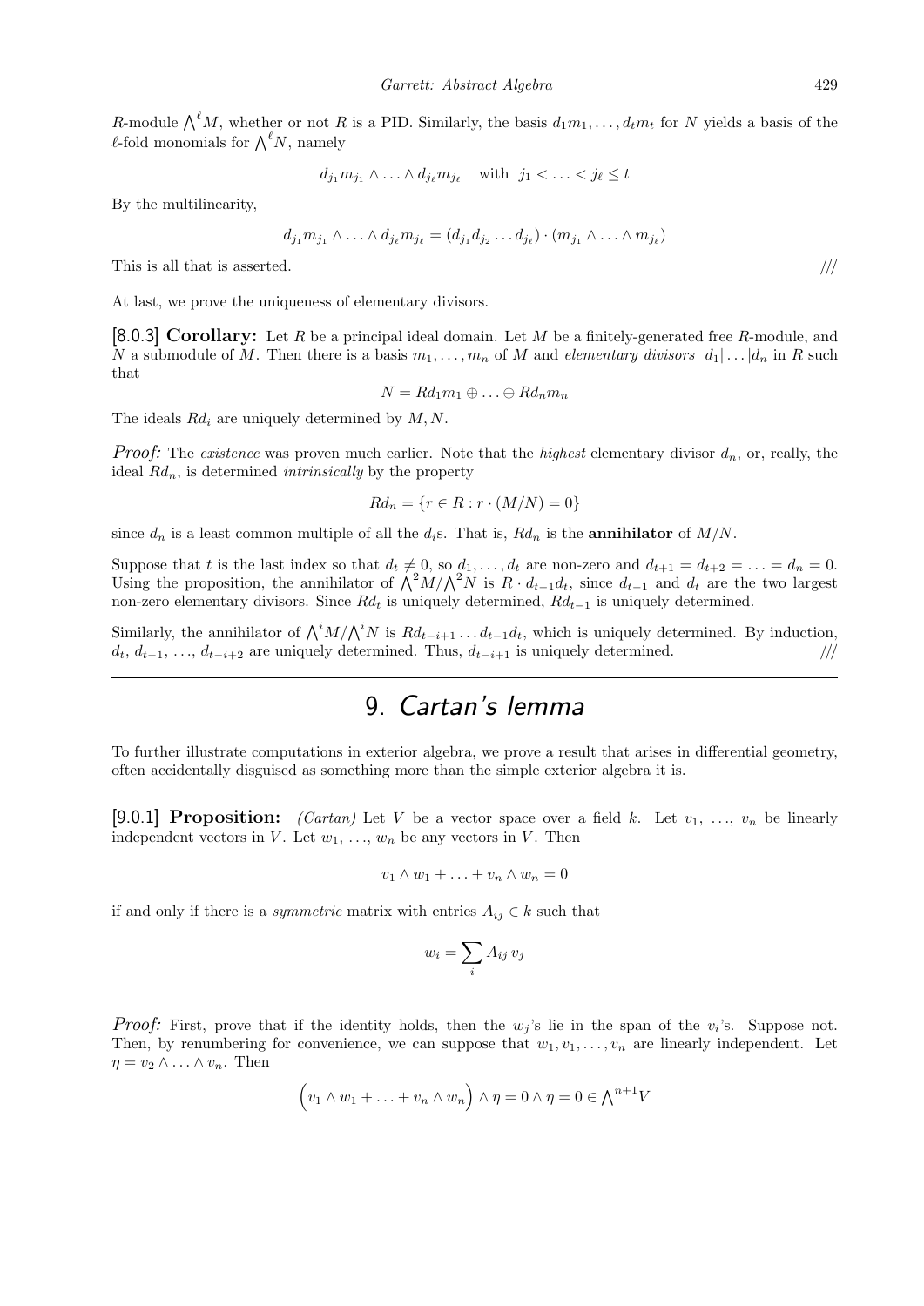$R$-module $\bigwedge^\ell M$, whether or not $R$ is a PID. Similarly, the basis $d_1 m_1, \ldots, d_t m_t$ for $N$ yields a basis of the $\ell$-fold monomials for $\bigwedge^\ell N$, namely

$$d_{j_1} m_{j_1} \wedge \ldots \wedge d_{j_\ell} m_{j_\ell} \quad \text{with } j_1 < \ldots < j_\ell \leq t$$

By the multilinearity,

$$d_{j_1} m_{j_1} \wedge \ldots \wedge d_{j_\ell} m_{j_\ell} = (d_{j_1} d_{j_2} \ldots d_{j_\ell}) \cdot (m_{j_1} \wedge \ldots \wedge m_{j_\ell})$$

This is all that is asserted. ///

At last, we prove the uniqueness of elementary divisors.

**[8.0.3] Corollary:** Let $R$ be a principal ideal domain. Let $M$ be a finitely-generated free $R$-module, and $N$ a submodule of $M$. Then there is a basis $m_1, \ldots, m_n$ of $M$ and *elementary divisors* $d_1 | \ldots | d_n$ in $R$ such that

$$N = R d_1 m_1 \oplus \ldots \oplus R d_n m_n$$

The ideals $R d_i$ are uniquely determined by $M, N$.

*Proof:* The *existence* was proven much earlier. Note that the *highest* elementary divisor $d_n$, or, really, the ideal $R d_n$, is determined *intrinsically* by the property

$$R d_n = \{ r \in R : r \cdot (M/N) = 0 \}$$

since $d_n$ is a least common multiple of all the $d_i$s. That is, $R d_n$ is the **annihilator** of $M/N$.

Suppose that $t$ is the last index so that $d_t \neq 0$, so $d_1, \ldots, d_t$ are non-zero and $d_{t+1} = d_{t+2} = \ldots = d_n = 0$. Using the proposition, the annihilator of $\bigwedge^2 M / \bigwedge^2 N$ is $R \cdot d_{t-1} d_t$, since $d_{t-1}$ and $d_t$ are the two largest non-zero elementary divisors. Since $R d_t$ is uniquely determined, $R d_{t-1}$ is uniquely determined.

Similarly, the annihilator of $\bigwedge^i M / \bigwedge^i N$ is $R d_{t-i+1} \ldots d_{t-1} d_t$, which is uniquely determined. By induction, $d_t, d_{t-1}, \ldots, d_{t-i+2}$ are uniquely determined. Thus, $d_{t-i+1}$ is uniquely determined. ///

# 9. *Cartan's lemma*

To further illustrate computations in exterior algebra, we prove a result that arises in differential geometry, often accidentally disguised as something more than the simple exterior algebra it is.

**[9.0.1] Proposition:** *(Cartan)* Let $V$ be a vector space over a field $k$. Let $v_1, \ldots, v_n$ be linearly independent vectors in $V$. Let $w_1, \ldots, w_n$ be any vectors in $V$. Then

$$v_1 \wedge w_1 + \ldots + v_n \wedge w_n = 0$$

if and only if there is a *symmetric* matrix with entries $A_{ij} \in k$ such that

$$w_i = \sum_i A_{ij} \, v_j$$

*Proof:* First, prove that if the identity holds, then the $w_j$'s lie in the span of the $v_i$'s. Suppose not. Then, by renumbering for convenience, we can suppose that $w_1, v_1, \ldots, v_n$ are linearly independent. Let $\eta = v_2 \wedge \ldots \wedge v_n$. Then

$$\Big( v_1 \wedge w_1 + \ldots + v_n \wedge w_n \Big) \wedge \eta = 0 \wedge \eta = 0 \in \bigwedge\nolimits^{n+1} V$$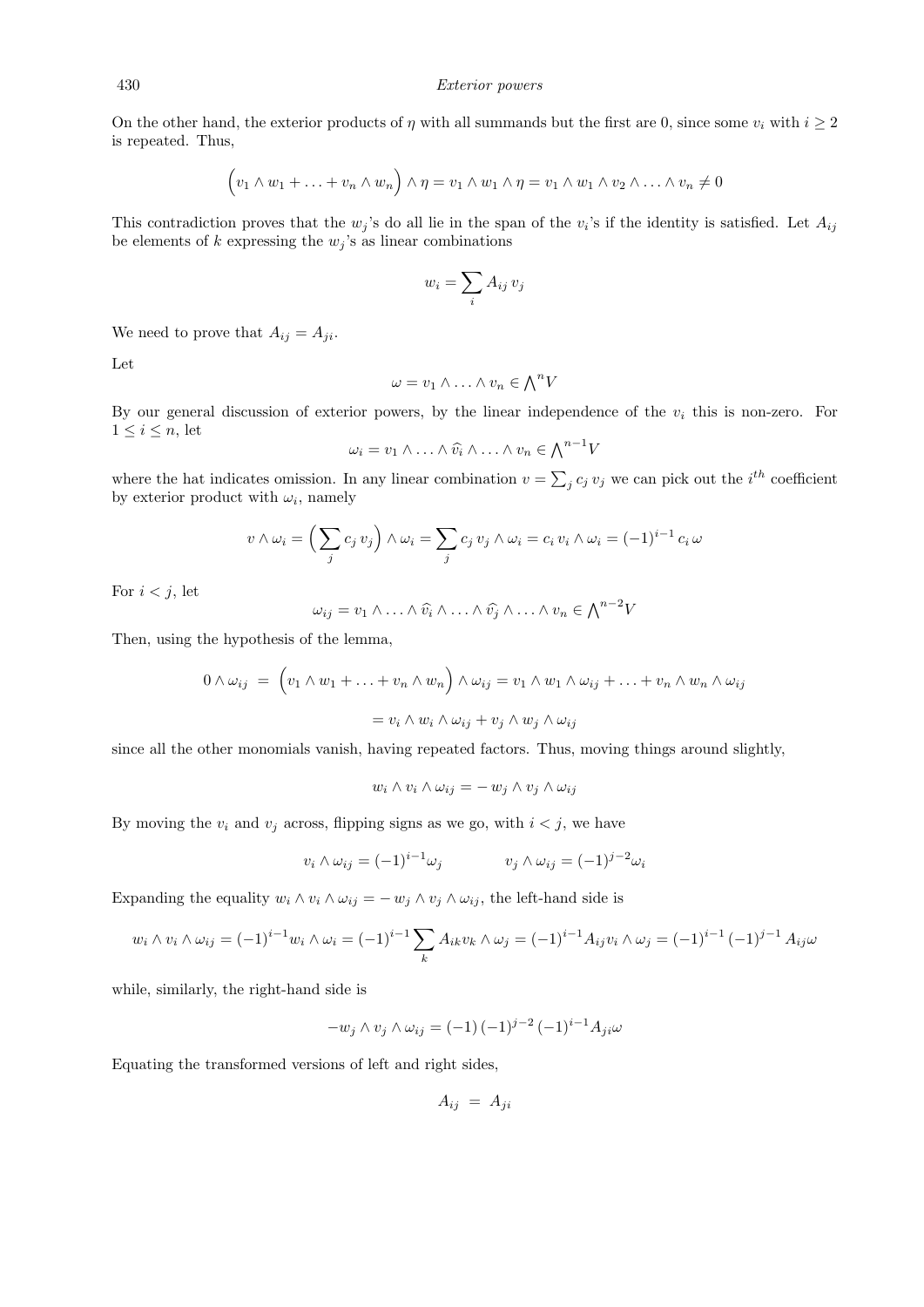On the other hand, the exterior products of $\eta$ with all summands but the first are 0, since some $v_i$ with $i \geq 2$ is repeated. Thus,

$$\Big(v_1 \wedge w_1 + \ldots + v_n \wedge w_n\Big) \wedge \eta = v_1 \wedge w_1 \wedge \eta = v_1 \wedge w_1 \wedge v_2 \wedge \ldots \wedge v_n \neq 0$$

This contradiction proves that the $w_j$'s do all lie in the span of the $v_i$'s if the identity is satisfied. Let $A_{ij}$ be elements of $k$ expressing the $w_j$'s as linear combinations

$$w_i = \sum_i A_{ij}\, v_j$$

We need to prove that $A_{ij} = A_{ji}$.

Let

$$\omega = v_1 \wedge \ldots \wedge v_n \in \textstyle\bigwedge^n V$$

By our general discussion of exterior powers, by the linear independence of the $v_i$ this is non-zero. For $1 \leq i \leq n$, let

$$\omega_i = v_1 \wedge \ldots \wedge \widehat{v_i} \wedge \ldots \wedge v_n \in \textstyle\bigwedge^{n-1} V$$

where the hat indicates omission. In any linear combination $v = \sum_j c_j\, v_j$ we can pick out the $i^{th}$ coefficient by exterior product with $\omega_i$, namely

$$v \wedge \omega_i = \Big(\sum_j c_j\, v_j\Big) \wedge \omega_i = \sum_j c_j\, v_j \wedge \omega_i = c_i\, v_i \wedge \omega_i = (-1)^{i-1}\, c_i\, \omega$$

For $i < j$, let

$$\omega_{ij} = v_1 \wedge \ldots \wedge \widehat{v_i} \wedge \ldots \wedge \widehat{v_j} \wedge \ldots \wedge v_n \in \textstyle\bigwedge^{n-2} V$$

Then, using the hypothesis of the lemma,

$$0 \wedge \omega_{ij} \;=\; \Big(v_1 \wedge w_1 + \ldots + v_n \wedge w_n\Big) \wedge \omega_{ij} = v_1 \wedge w_1 \wedge \omega_{ij} + \ldots + v_n \wedge w_n \wedge \omega_{ij}$$

$$= v_i \wedge w_i \wedge \omega_{ij} + v_j \wedge w_j \wedge \omega_{ij}$$

since all the other monomials vanish, having repeated factors. Thus, moving things around slightly,

$$w_i \wedge v_i \wedge \omega_{ij} = -\, w_j \wedge v_j \wedge \omega_{ij}$$

By moving the $v_i$ and $v_j$ across, flipping signs as we go, with $i < j$, we have

$$v_i \wedge \omega_{ij} = (-1)^{i-1} \omega_j \qquad\qquad v_j \wedge \omega_{ij} = (-1)^{j-2} \omega_i$$

Expanding the equality $w_i \wedge v_i \wedge \omega_{ij} = -\, w_j \wedge v_j \wedge \omega_{ij}$, the left-hand side is

$$w_i \wedge v_i \wedge \omega_{ij} = (-1)^{i-1} w_i \wedge \omega_i = (-1)^{i-1} \sum_k A_{ik} v_k \wedge \omega_j = (-1)^{i-1} A_{ij} v_i \wedge \omega_j = (-1)^{i-1}\, (-1)^{j-1}\, A_{ij} \omega$$

while, similarly, the right-hand side is

$$-w_j \wedge v_j \wedge \omega_{ij} = (-1)\, (-1)^{j-2}\, (-1)^{i-1} A_{ji} \omega$$

Equating the transformed versions of left and right sides,

$$A_{ij} \;=\; A_{ji}$$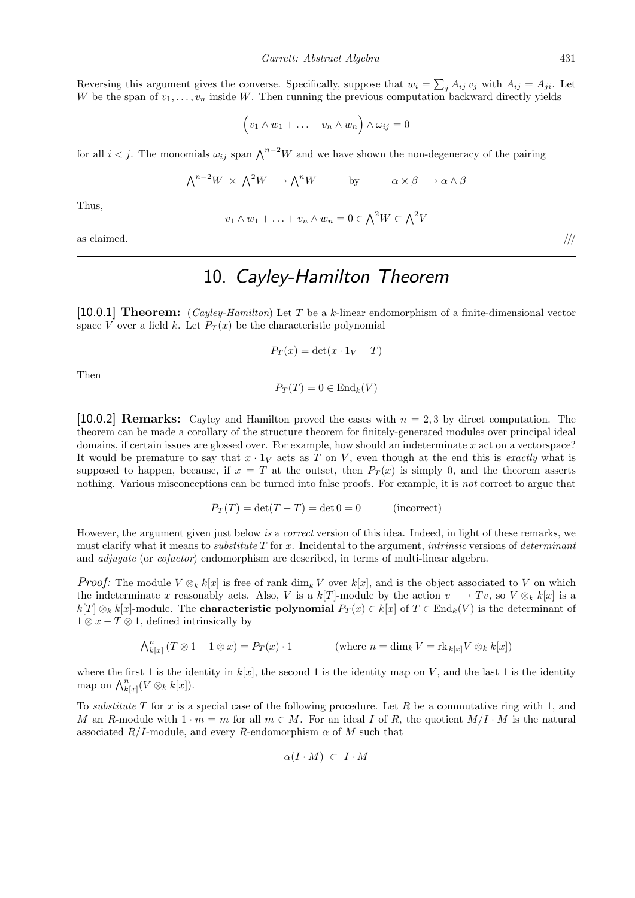Reversing this argument gives the converse. Specifically, suppose that $w_i = \sum_j A_{ij}\, v_j$ with $A_{ij} = A_{ji}$. Let $W$ be the span of $v_1, \ldots, v_n$ inside $W$. Then running the previous computation backward directly yields

$$\Big(v_1 \wedge w_1 + \ldots + v_n \wedge w_n\Big) \wedge \omega_{ij} = 0$$

for all $i < j$. The monomials $\omega_{ij}$ span $\bigwedge^{n-2} W$ and we have shown the non-degeneracy of the pairing

$$\bigwedge\nolimits^{n-2} W \times \bigwedge\nolimits^{2} W \longrightarrow \bigwedge\nolimits^{n} W \qquad \text{by} \qquad \alpha \times \beta \longrightarrow \alpha \wedge \beta$$

Thus,

$$v_1 \wedge w_1 + \ldots + v_n \wedge w_n = 0 \in \bigwedge\nolimits^2 W \subset \bigwedge\nolimits^2 V$$

as claimed. ///

---

## 10. *Cayley-Hamilton Theorem*

**[10.0.1] Theorem:** (*Cayley-Hamilton*) Let $T$ be a $k$-linear endomorphism of a finite-dimensional vector space $V$ over a field $k$. Let $P_T(x)$ be the characteristic polynomial

$$P_T(x) = \det(x \cdot 1_V - T)$$

Then

$$P_T(T) = 0 \in \mathrm{End}_k(V)$$

**[10.0.2] Remarks:** Cayley and Hamilton proved the cases with $n = 2, 3$ by direct computation. The theorem can be made a corollary of the structure theorem for finitely-generated modules over principal ideal domains, if certain issues are glossed over. For example, how should an indeterminate $x$ act on a vectorspace? It would be premature to say that $x \cdot 1_V$ acts as $T$ on $V$, even though at the end this is *exactly* what is supposed to happen, because, if $x = T$ at the outset, then $P_T(x)$ is simply 0, and the theorem asserts nothing. Various misconceptions can be turned into false proofs. For example, it is *not* correct to argue that

$$P_T(T) = \det(T - T) = \det 0 = 0 \qquad \text{(incorrect)}$$

However, the argument given just below *is* a *correct* version of this idea. Indeed, in light of these remarks, we must clarify what it means to *substitute* $T$ for $x$. Incidental to the argument, *intrinsic* versions of *determinant* and *adjugate* (or *cofactor*) endomorphism are described, in terms of multi-linear algebra.

***Proof:*** The module $V \otimes_k k[x]$ is free of rank $\dim_k V$ over $k[x]$, and is the object associated to $V$ on which the indeterminate $x$ reasonably acts. Also, $V$ is a $k[T]$-module by the action $v \longrightarrow Tv$, so $V \otimes_k k[x]$ is a $k[T] \otimes_k k[x]$-module. The **characteristic polynomial** $P_T(x) \in k[x]$ of $T \in \mathrm{End}_k(V)$ is the determinant of $1 \otimes x - T \otimes 1$, defined intrinsically by

$$\bigwedge\nolimits^n_{k[x]} (T \otimes 1 - 1 \otimes x) = P_T(x) \cdot 1 \qquad \text{(where } n = \dim_k V = \mathrm{rk}_{k[x]} V \otimes_k k[x]\text{)}$$

where the first 1 is the identity in $k[x]$, the second 1 is the identity map on $V$, and the last 1 is the identity map on $\bigwedge^n_{k[x]}(V \otimes_k k[x])$.

To *substitute* $T$ for $x$ is a special case of the following procedure. Let $R$ be a commutative ring with 1, and $M$ an $R$-module with $1 \cdot m = m$ for all $m \in M$. For an ideal $I$ of $R$, the quotient $M/I \cdot M$ is the natural associated $R/I$-module, and every $R$-endomorphism $\alpha$ of $M$ such that

$$\alpha(I \cdot M) \subset I \cdot M$$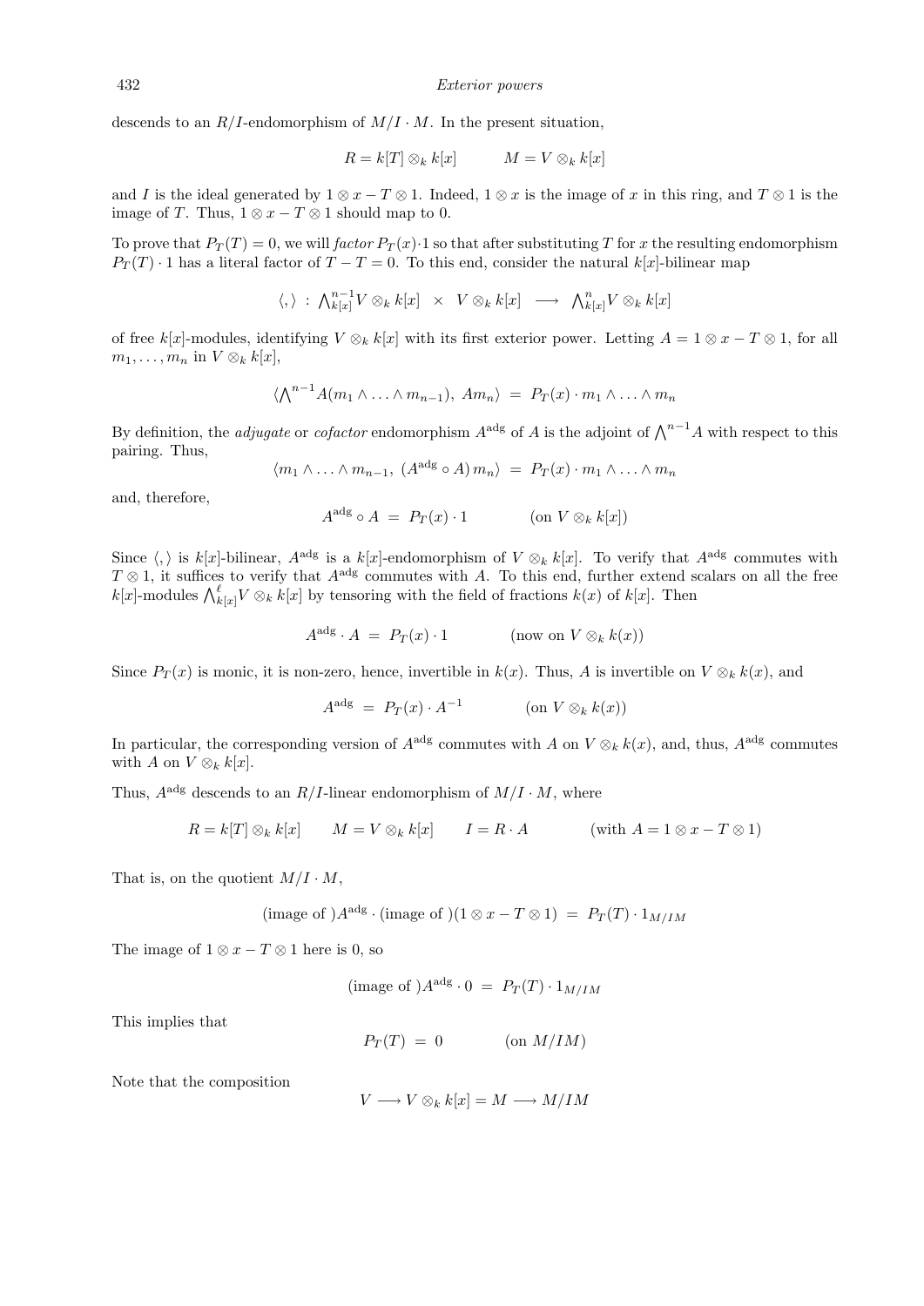descends to an $R/I$-endomorphism of $M/I \cdot M$. In the present situation,

$$R = k[T] \otimes_k k[x] \qquad\qquad M = V \otimes_k k[x]$$

and $I$ is the ideal generated by $1 \otimes x - T \otimes 1$. Indeed, $1 \otimes x$ is the image of $x$ in this ring, and $T \otimes 1$ is the image of $T$. Thus, $1 \otimes x - T \otimes 1$ should map to 0.

To prove that $P_T(T) = 0$, we will *factor* $P_T(x) \cdot 1$ so that after substituting $T$ for $x$ the resulting endomorphism $P_T(T) \cdot 1$ has a literal factor of $T - T = 0$. To this end, consider the natural $k[x]$-bilinear map

$$\langle , \rangle \; : \; \textstyle\bigwedge_{k[x]}^{n-1} V \otimes_k k[x] \;\; \times \;\; V \otimes_k k[x] \;\; \longrightarrow \;\; \textstyle\bigwedge_{k[x]}^{n} V \otimes_k k[x]$$

of free $k[x]$-modules, identifying $V \otimes_k k[x]$ with its first exterior power. Letting $A = 1 \otimes x - T \otimes 1$, for all $m_1, \ldots, m_n$ in $V \otimes_k k[x]$,

$$\langle \textstyle\bigwedge^{n-1} A(m_1 \wedge \ldots \wedge m_{n-1}), \; A m_n \rangle \; = \; P_T(x) \cdot m_1 \wedge \ldots \wedge m_n$$

By definition, the *adjugate* or *cofactor* endomorphism $A^{\rm adg}$ of $A$ is the adjoint of $\bigwedge^{n-1} A$ with respect to this pairing. Thus,

$$\langle m_1 \wedge \ldots \wedge m_{n-1}, \; (A^{\rm adg} \circ A) \, m_n \rangle \; = \; P_T(x) \cdot m_1 \wedge \ldots \wedge m_n$$

and, therefore,

$$A^{\rm adg} \circ A \; = \; P_T(x) \cdot 1 \qquad\qquad (\text{on } V \otimes_k k[x])$$

Since $\langle , \rangle$ is $k[x]$-bilinear, $A^{\rm adg}$ is a $k[x]$-endomorphism of $V \otimes_k k[x]$. To verify that $A^{\rm adg}$ commutes with $T \otimes 1$, it suffices to verify that $A^{\rm adg}$ commutes with $A$. To this end, further extend scalars on all the free $k[x]$-modules $\bigwedge_{k[x]}^{\ell} V \otimes_k k[x]$ by tensoring with the field of fractions $k(x)$ of $k[x]$. Then

$$A^{\rm adg} \cdot A \; = \; P_T(x) \cdot 1 \qquad\qquad (\text{now on } V \otimes_k k(x))$$

Since $P_T(x)$ is monic, it is non-zero, hence, invertible in $k(x)$. Thus, $A$ is invertible on $V \otimes_k k(x)$, and

$$A^{\rm adg} \; = \; P_T(x) \cdot A^{-1} \qquad\qquad (\text{on } V \otimes_k k(x))$$

In particular, the corresponding version of $A^{\rm adg}$ commutes with $A$ on $V \otimes_k k(x)$, and, thus, $A^{\rm adg}$ commutes with $A$ on $V \otimes_k k[x]$.

Thus, $A^{\rm adg}$ descends to an $R/I$-linear endomorphism of $M/I \cdot M$, where

$$R = k[T] \otimes_k k[x] \qquad M = V \otimes_k k[x] \qquad I = R \cdot A \qquad\qquad (\text{with } A = 1 \otimes x - T \otimes 1)$$

That is, on the quotient $M/I \cdot M$,

$$(\text{image of }) A^{\rm adg} \cdot (\text{image of })(1 \otimes x - T \otimes 1) \; = \; P_T(T) \cdot 1_{M/IM}$$

The image of $1 \otimes x - T \otimes 1$ here is 0, so

$$(\text{image of }) A^{\rm adg} \cdot 0 \; = \; P_T(T) \cdot 1_{M/IM}$$

This implies that

$$P_T(T) \; = \; 0 \qquad\qquad (\text{on } M/IM)$$

Note that the composition

$$V \longrightarrow V \otimes_k k[x] = M \longrightarrow M/IM$$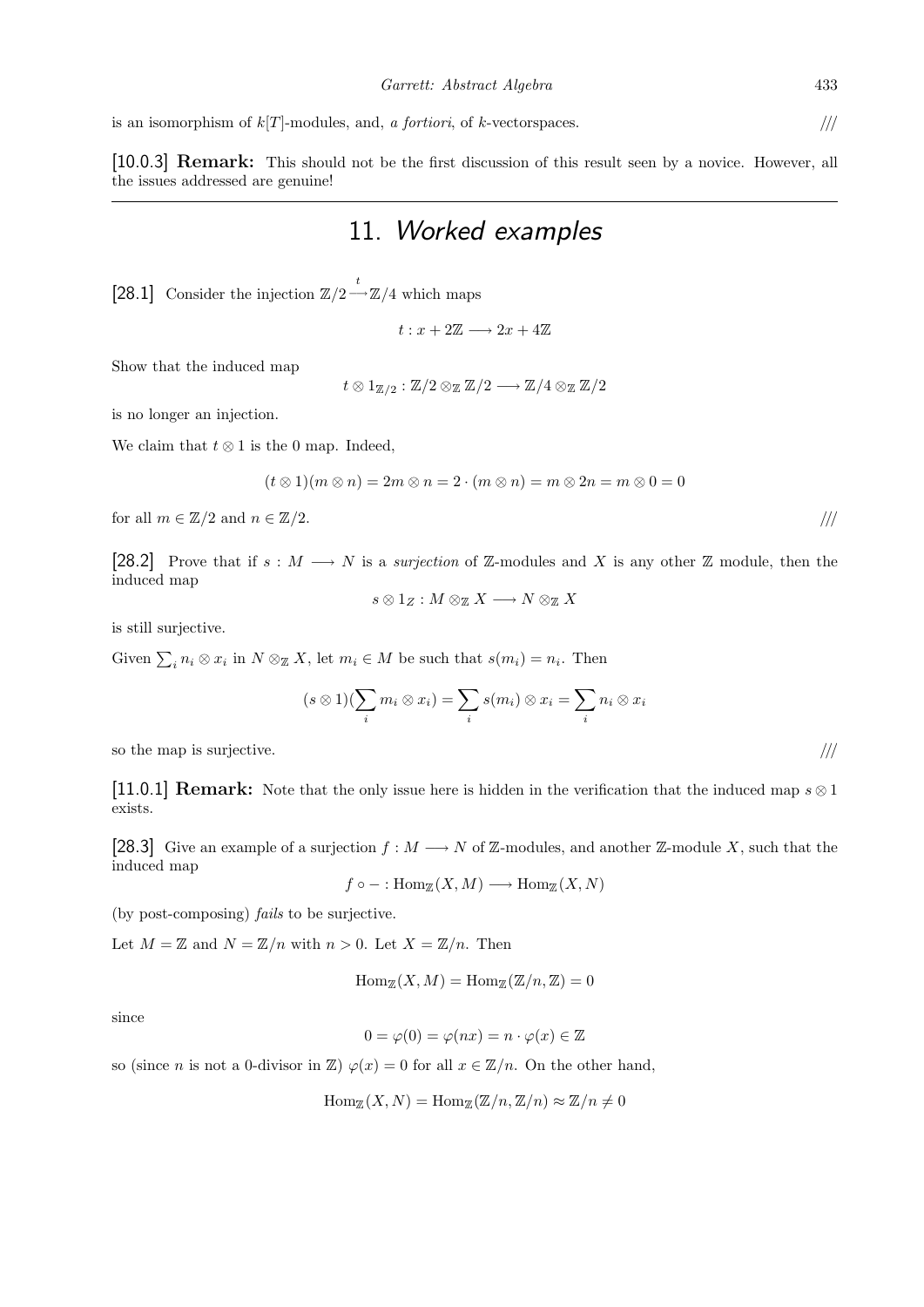is an isomorphism of $k[T]$-modules, and, *a fortiori*, of $k$-vectorspaces. ///

**[10.0.3] Remark:** This should not be the first discussion of this result seen by a novice. However, all the issues addressed are genuine!

---

## 11. *Worked examples*

[28.1] Consider the injection $\mathbb{Z}/2 \stackrel{t}{\longrightarrow} \mathbb{Z}/4$ which maps

$$t : x + 2\mathbb{Z} \longrightarrow 2x + 4\mathbb{Z}$$

Show that the induced map

$$t \otimes 1_{\mathbb{Z}/2} : \mathbb{Z}/2 \otimes_{\mathbb{Z}} \mathbb{Z}/2 \longrightarrow \mathbb{Z}/4 \otimes_{\mathbb{Z}} \mathbb{Z}/2$$

is no longer an injection.

We claim that $t \otimes 1$ is the 0 map. Indeed,

$$(t \otimes 1)(m \otimes n) = 2m \otimes n = 2 \cdot (m \otimes n) = m \otimes 2n = m \otimes 0 = 0$$

for all $m \in \mathbb{Z}/2$ and $n \in \mathbb{Z}/2$. ///

[28.2] Prove that if $s : M \longrightarrow N$ is a *surjection* of $\mathbb{Z}$-modules and $X$ is any other $\mathbb{Z}$ module, then the induced map

$$s \otimes 1_Z : M \otimes_{\mathbb{Z}} X \longrightarrow N \otimes_{\mathbb{Z}} X$$

is still surjective.

Given $\sum_i n_i \otimes x_i$ in $N \otimes_{\mathbb{Z}} X$, let $m_i \in M$ be such that $s(m_i) = n_i$. Then

$$(s \otimes 1)(\sum_i m_i \otimes x_i) = \sum_i s(m_i) \otimes x_i = \sum_i n_i \otimes x_i$$

so the map is surjective. ///

**[11.0.1] Remark:** Note that the only issue here is hidden in the verification that the induced map $s \otimes 1$ exists.

[28.3] Give an example of a surjection $f : M \longrightarrow N$ of $\mathbb{Z}$-modules, and another $\mathbb{Z}$-module $X$, such that the induced map

$$f \circ - : \mathrm{Hom}_{\mathbb{Z}}(X, M) \longrightarrow \mathrm{Hom}_{\mathbb{Z}}(X, N)$$

(by post-composing) *fails* to be surjective.

Let $M = \mathbb{Z}$ and $N = \mathbb{Z}/n$ with $n > 0$. Let $X = \mathbb{Z}/n$. Then

$$\mathrm{Hom}_{\mathbb{Z}}(X, M) = \mathrm{Hom}_{\mathbb{Z}}(\mathbb{Z}/n, \mathbb{Z}) = 0$$

since

$$0 = \varphi(0) = \varphi(nx) = n \cdot \varphi(x) \in \mathbb{Z}$$

so (since $n$ is not a 0-divisor in $\mathbb{Z}$) $\varphi(x) = 0$ for all $x \in \mathbb{Z}/n$. On the other hand,

$$\mathrm{Hom}_{\mathbb{Z}}(X, N) = \mathrm{Hom}_{\mathbb{Z}}(\mathbb{Z}/n, \mathbb{Z}/n) \approx \mathbb{Z}/n \neq 0$$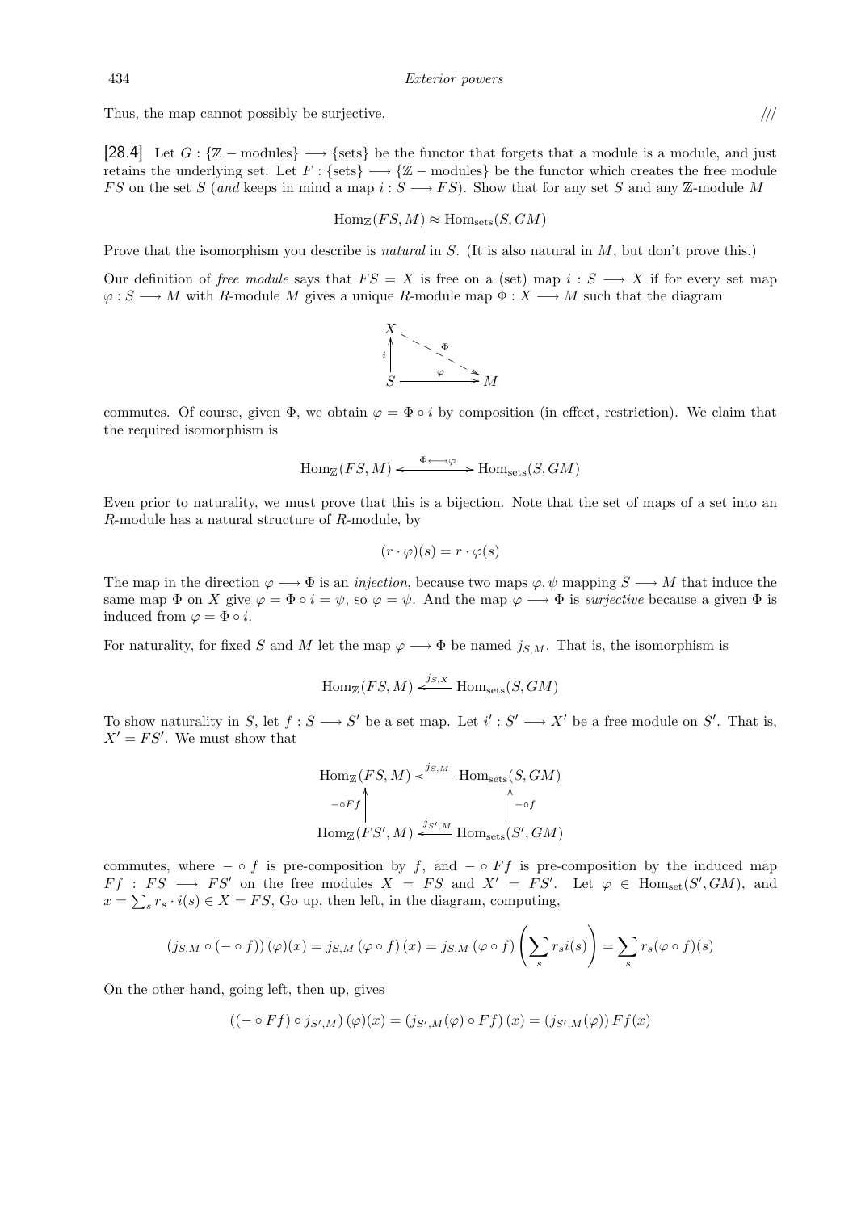Thus, the map cannot possibly be surjective. ///

[28.4] Let $G : \{\mathbb{Z}-\text{modules}\} \longrightarrow \{\text{sets}\}$ be the functor that forgets that a module is a module, and just retains the underlying set. Let $F : \{\text{sets}\} \longrightarrow \{\mathbb{Z}-\text{modules}\}$ be the functor which creates the free module $FS$ on the set $S$ (*and* keeps in mind a map $i : S \longrightarrow FS$). Show that for any set $S$ and any $\mathbb{Z}$-module $M$

$$\mathrm{Hom}_{\mathbb{Z}}(FS, M) \approx \mathrm{Hom}_{\text{sets}}(S, GM)$$

Prove that the isomorphism you describe is *natural* in $S$. (It is also natural in $M$, but don't prove this.)

Our definition of *free module* says that $FS = X$ is free on a (set) map $i : S \longrightarrow X$ if for every set map $\varphi : S \longrightarrow M$ with $R$-module $M$ gives a unique $R$-module map $\Phi : X \longrightarrow M$ such that the diagram

$$\begin{array}{ccc} X & & \\ {\scriptstyle i}\uparrow & \searrow^{\Phi} & \\ S & \xrightarrow{\varphi} & M \end{array}$$

commutes. Of course, given $\Phi$, we obtain $\varphi = \Phi \circ i$ by composition (in effect, restriction). We claim that the required isomorphism is

$$\mathrm{Hom}_{\mathbb{Z}}(FS, M) \xleftarrow{\Phi \longleftrightarrow \varphi} \mathrm{Hom}_{\text{sets}}(S, GM)$$

Even prior to naturality, we must prove that this is a bijection. Note that the set of maps of a set into an $R$-module has a natural structure of $R$-module, by

$$(r \cdot \varphi)(s) = r \cdot \varphi(s)$$

The map in the direction $\varphi \longrightarrow \Phi$ is an *injection*, because two maps $\varphi, \psi$ mapping $S \longrightarrow M$ that induce the same map $\Phi$ on $X$ give $\varphi = \Phi \circ i = \psi$, so $\varphi = \psi$. And the map $\varphi \longrightarrow \Phi$ is *surjective* because a given $\Phi$ is induced from $\varphi = \Phi \circ i$.

For naturality, for fixed $S$ and $M$ let the map $\varphi \longrightarrow \Phi$ be named $j_{S,M}$. That is, the isomorphism is

$$\mathrm{Hom}_{\mathbb{Z}}(FS, M) \xleftarrow{j_{S,X}} \mathrm{Hom}_{\text{sets}}(S, GM)$$

To show naturality in $S$, let $f : S \longrightarrow S'$ be a set map. Let $i' : S' \longrightarrow X'$ be a free module on $S'$. That is, $X' = FS'$. We must show that

$$\begin{array}{ccc} \mathrm{Hom}_{\mathbb{Z}}(FS, M) & \xleftarrow{j_{S,M}} & \mathrm{Hom}_{\text{sets}}(S, GM) \\ {\scriptstyle -\circ Ff}\uparrow & & \uparrow{\scriptstyle -\circ f} \\ \mathrm{Hom}_{\mathbb{Z}}(FS', M) & \xleftarrow{j_{S',M}} & \mathrm{Hom}_{\text{sets}}(S', GM) \end{array}$$

commutes, where $-\circ f$ is pre-composition by $f$, and $-\circ Ff$ is pre-composition by the induced map $Ff : FS \longrightarrow FS'$ on the free modules $X = FS$ and $X' = FS'$. Let $\varphi \in \mathrm{Hom}_{\text{set}}(S', GM)$, and $x = \sum_s r_s \cdot i(s) \in X = FS$, Go up, then left, in the diagram, computing,

$$\left(j_{S,M} \circ (-\circ f)\right)(\varphi)(x) = j_{S,M}\left(\varphi \circ f\right)(x) = j_{S,M}\left(\varphi \circ f\right)\left(\sum_s r_s i(s)\right) = \sum_s r_s (\varphi \circ f)(s)$$

On the other hand, going left, then up, gives

$$\left((-\circ Ff) \circ j_{S',M}\right)(\varphi)(x) = \left(j_{S',M}(\varphi) \circ Ff\right)(x) = \left(j_{S',M}(\varphi)\right) Ff(x)$$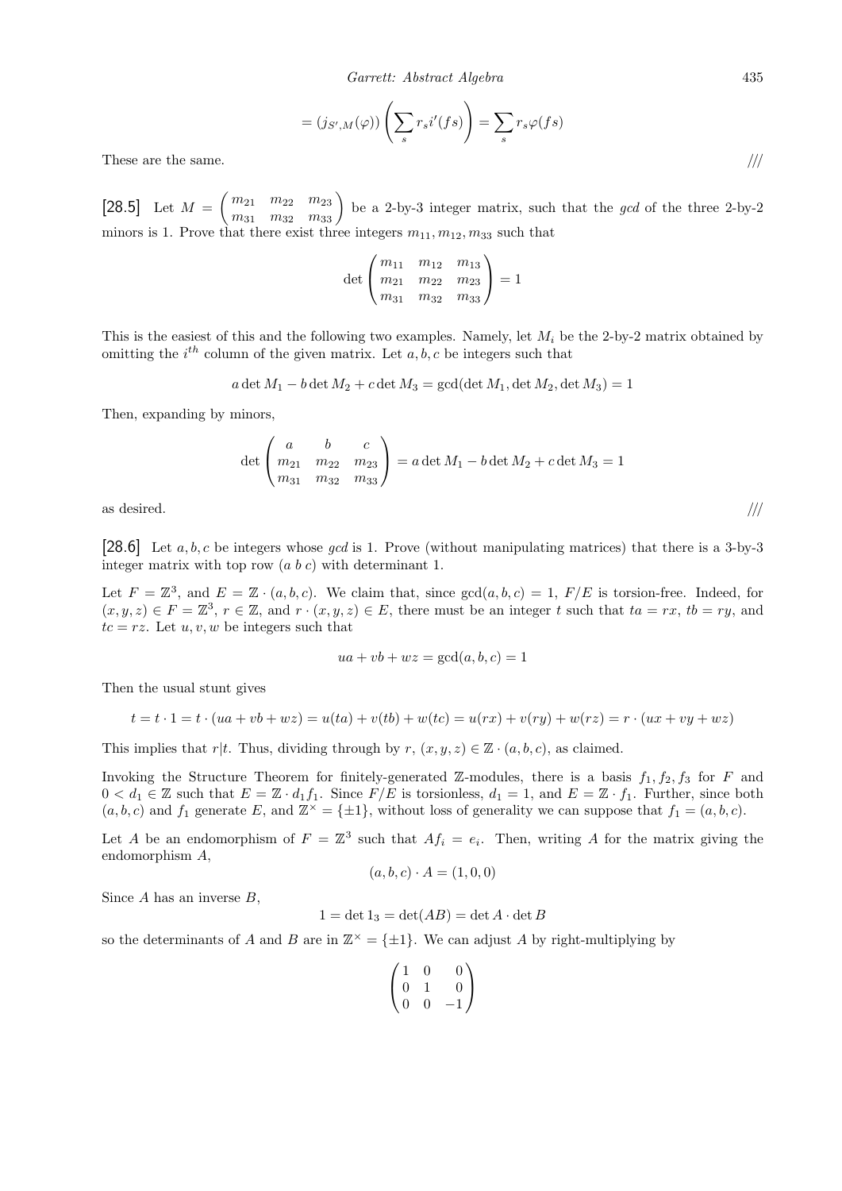$$= (j_{S',M}(\varphi))\left(\sum_s r_s i'(fs)\right) = \sum_s r_s \varphi(fs)$$

These are the same. ///

[28.5] Let $M = \begin{pmatrix} m_{21} & m_{22} & m_{23} \\ m_{31} & m_{32} & m_{33} \end{pmatrix}$ be a 2-by-3 integer matrix, such that the *gcd* of the three 2-by-2 minors is 1. Prove that there exist three integers $m_{11}, m_{12}, m_{33}$ such that

$$\det \begin{pmatrix} m_{11} & m_{12} & m_{13} \\ m_{21} & m_{22} & m_{23} \\ m_{31} & m_{32} & m_{33} \end{pmatrix} = 1$$

This is the easiest of this and the following two examples. Namely, let $M_i$ be the 2-by-2 matrix obtained by omitting the $i^{th}$ column of the given matrix. Let $a, b, c$ be integers such that

$$a \det M_1 - b \det M_2 + c \det M_3 = \gcd(\det M_1, \det M_2, \det M_3) = 1$$

Then, expanding by minors,

$$\det \begin{pmatrix} a & b & c \\ m_{21} & m_{22} & m_{23} \\ m_{31} & m_{32} & m_{33} \end{pmatrix} = a \det M_1 - b \det M_2 + c \det M_3 = 1$$

as desired. ///

[28.6] Let $a, b, c$ be integers whose *gcd* is 1. Prove (without manipulating matrices) that there is a 3-by-3 integer matrix with top row $(a\ b\ c)$ with determinant 1.

Let $F = \mathbb{Z}^3$, and $E = \mathbb{Z} \cdot (a, b, c)$. We claim that, since $\gcd(a, b, c) = 1$, $F/E$ is torsion-free. Indeed, for $(x, y, z) \in F = \mathbb{Z}^3$, $r \in \mathbb{Z}$, and $r \cdot (x, y, z) \in E$, there must be an integer $t$ such that $ta = rx$, $tb = ry$, and $tc = rz$. Let $u, v, w$ be integers such that

$$ua + vb + wz = \gcd(a, b, c) = 1$$

Then the usual stunt gives

$$t = t \cdot 1 = t \cdot (ua + vb + wz) = u(ta) + v(tb) + w(tc) = u(rx) + v(ry) + w(rz) = r \cdot (ux + vy + wz)$$

This implies that $r|t$. Thus, dividing through by $r$, $(x, y, z) \in \mathbb{Z} \cdot (a, b, c)$, as claimed.

Invoking the Structure Theorem for finitely-generated $\mathbb{Z}$-modules, there is a basis $f_1, f_2, f_3$ for $F$ and $0 < d_1 \in \mathbb{Z}$ such that $E = \mathbb{Z} \cdot d_1 f_1$. Since $F/E$ is torsionless, $d_1 = 1$, and $E = \mathbb{Z} \cdot f_1$. Further, since both $(a, b, c)$ and $f_1$ generate $E$, and $\mathbb{Z}^\times = \{\pm 1\}$, without loss of generality we can suppose that $f_1 = (a, b, c)$.

Let $A$ be an endomorphism of $F = \mathbb{Z}^3$ such that $Af_i = e_i$. Then, writing $A$ for the matrix giving the endomorphism $A$,

$$(a, b, c) \cdot A = (1, 0, 0)$$

Since $A$ has an inverse $B$,

$$1 = \det 1_3 = \det(AB) = \det A \cdot \det B$$

so the determinants of $A$ and $B$ are in $\mathbb{Z}^\times = \{\pm 1\}$. We can adjust $A$ by right-multiplying by

$$\begin{pmatrix} 1 & 0 & 0 \\ 0 & 1 & 0 \\ 0 & 0 & -1 \end{pmatrix}$$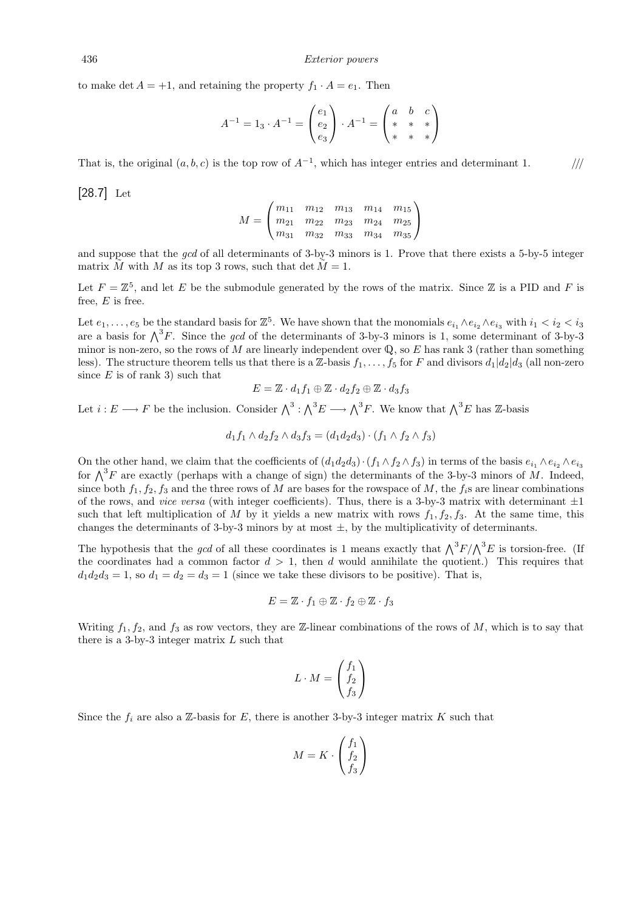to make $\det A = +1$, and retaining the property $f_1 \cdot A = e_1$. Then

$$A^{-1} = 1_3 \cdot A^{-1} = \begin{pmatrix} e_1 \\ e_2 \\ e_3 \end{pmatrix} \cdot A^{-1} = \begin{pmatrix} a & b & c \\ * & * & * \\ * & * & * \end{pmatrix}$$

That is, the original $(a, b, c)$ is the top row of $A^{-1}$, which has integer entries and determinant 1. ///

**[28.7]** Let

$$M = \begin{pmatrix} m_{11} & m_{12} & m_{13} & m_{14} & m_{15} \\ m_{21} & m_{22} & m_{23} & m_{24} & m_{25} \\ m_{31} & m_{32} & m_{33} & m_{34} & m_{35} \end{pmatrix}$$

and suppose that the *gcd* of all determinants of 3-by-3 minors is 1. Prove that there exists a 5-by-5 integer matrix $\tilde{M}$ with $M$ as its top 3 rows, such that $\det \tilde{M} = 1$.

Let $F = \mathbb{Z}^5$, and let $E$ be the submodule generated by the rows of the matrix. Since $\mathbb{Z}$ is a PID and $F$ is free, $E$ is free.

Let $e_1, \ldots, e_5$ be the standard basis for $\mathbb{Z}^5$. We have shown that the monomials $e_{i_1} \wedge e_{i_2} \wedge e_{i_3}$ with $i_1 < i_2 < i_3$ are a basis for $\bigwedge^3 F$. Since the *gcd* of the determinants of 3-by-3 minors is 1, some determinant of 3-by-3 minor is non-zero, so the rows of $M$ are linearly independent over $\mathbb{Q}$, so $E$ has rank 3 (rather than something less). The structure theorem tells us that there is a $\mathbb{Z}$-basis $f_1, \ldots, f_5$ for $F$ and divisors $d_1 | d_2 | d_3$ (all non-zero since $E$ is of rank 3) such that

$$E = \mathbb{Z} \cdot d_1 f_1 \oplus \mathbb{Z} \cdot d_2 f_2 \oplus \mathbb{Z} \cdot d_3 f_3$$

Let $i : E \longrightarrow F$ be the inclusion. Consider $\bigwedge^3 : \bigwedge^3 E \longrightarrow \bigwedge^3 F$. We know that $\bigwedge^3 E$ has $\mathbb{Z}$-basis

$$d_1 f_1 \wedge d_2 f_2 \wedge d_3 f_3 = (d_1 d_2 d_3) \cdot (f_1 \wedge f_2 \wedge f_3)$$

On the other hand, we claim that the coefficients of $(d_1 d_2 d_3) \cdot (f_1 \wedge f_2 \wedge f_3)$ in terms of the basis $e_{i_1} \wedge e_{i_2} \wedge e_{i_3}$ for $\bigwedge^3 F$ are exactly (perhaps with a change of sign) the determinants of the 3-by-3 minors of $M$. Indeed, since both $f_1, f_2, f_3$ and the three rows of $M$ are bases for the rowspace of $M$, the $f_i$s are linear combinations of the rows, and *vice versa* (with integer coefficients). Thus, there is a 3-by-3 matrix with determinant $\pm 1$ such that left multiplication of $M$ by it yields a new matrix with rows $f_1, f_2, f_3$. At the same time, this changes the determinants of 3-by-3 minors by at most $\pm$, by the multiplicativity of determinants.

The hypothesis that the *gcd* of all these coordinates is 1 means exactly that $\bigwedge^3 F / \bigwedge^3 E$ is torsion-free. (If the coordinates had a common factor $d > 1$, then $d$ would annihilate the quotient.) This requires that $d_1 d_2 d_3 = 1$, so $d_1 = d_2 = d_3 = 1$ (since we take these divisors to be positive). That is,

$$E = \mathbb{Z} \cdot f_1 \oplus \mathbb{Z} \cdot f_2 \oplus \mathbb{Z} \cdot f_3$$

Writing $f_1$, $f_2$, and $f_3$ as row vectors, they are $\mathbb{Z}$-linear combinations of the rows of $M$, which is to say that there is a 3-by-3 integer matrix $L$ such that

$$L \cdot M = \begin{pmatrix} f_1 \\ f_2 \\ f_3 \end{pmatrix}$$

Since the $f_i$ are also a $\mathbb{Z}$-basis for $E$, there is another 3-by-3 integer matrix $K$ such that

$$M = K \cdot \begin{pmatrix} f_1 \\ f_2 \\ f_3 \end{pmatrix}$$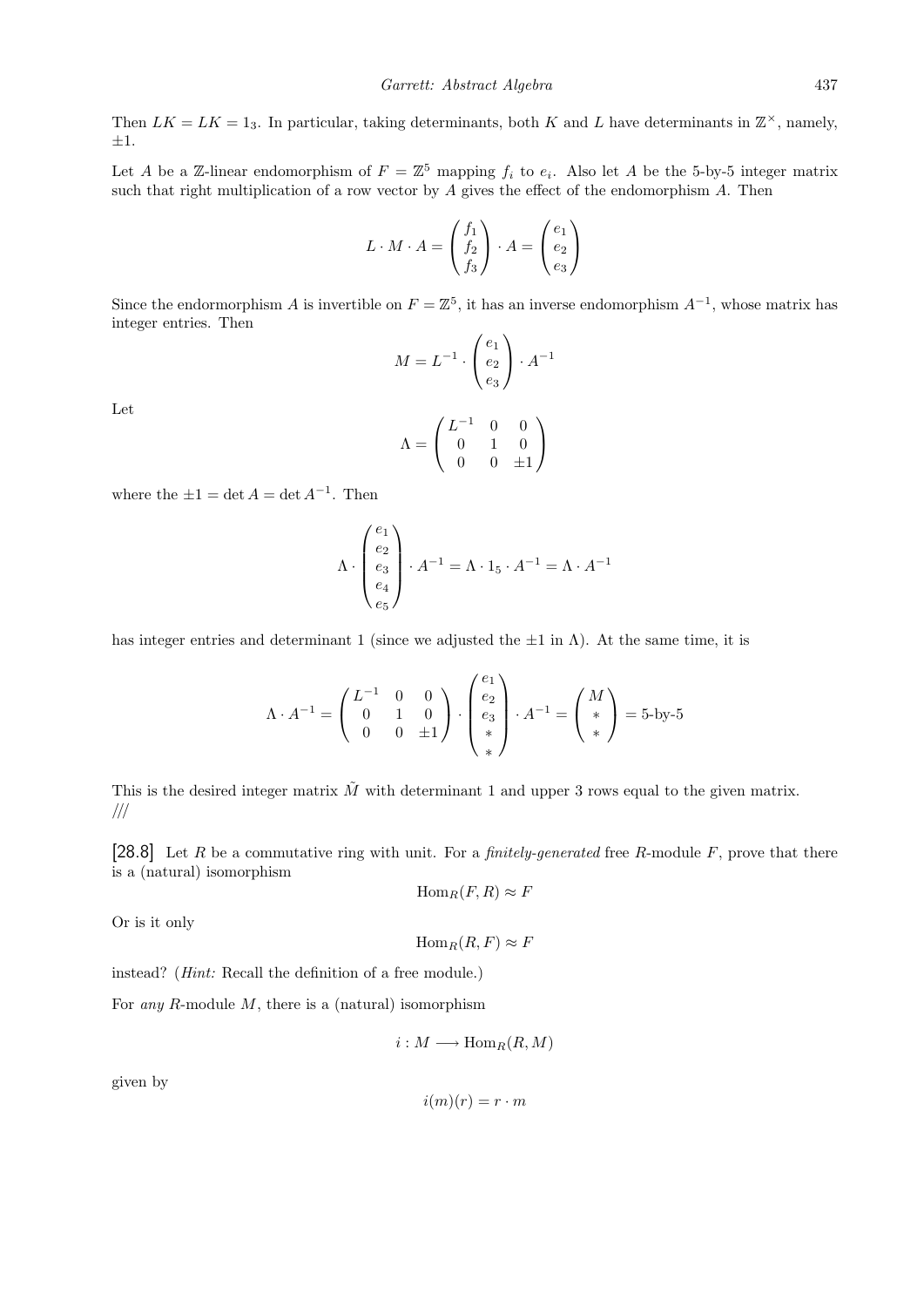Then $LK = LK = 1_3$. In particular, taking determinants, both $K$ and $L$ have determinants in $\mathbb{Z}^\times$, namely, $\pm 1$.

Let $A$ be a $\mathbb{Z}$-linear endomorphism of $F = \mathbb{Z}^5$ mapping $f_i$ to $e_i$. Also let $A$ be the 5-by-5 integer matrix such that right multiplication of a row vector by $A$ gives the effect of the endomorphism $A$. Then

$$L \cdot M \cdot A = \begin{pmatrix} f_1 \\ f_2 \\ f_3 \end{pmatrix} \cdot A = \begin{pmatrix} e_1 \\ e_2 \\ e_3 \end{pmatrix}$$

Since the endormorphism $A$ is invertible on $F = \mathbb{Z}^5$, it has an inverse endomorphism $A^{-1}$, whose matrix has integer entries. Then

$$M = L^{-1} \cdot \begin{pmatrix} e_1 \\ e_2 \\ e_3 \end{pmatrix} \cdot A^{-1}$$

Let

$$\Lambda = \begin{pmatrix} L^{-1} & 0 & 0 \\ 0 & 1 & 0 \\ 0 & 0 & \pm 1 \end{pmatrix}$$

where the $\pm 1 = \det A = \det A^{-1}$. Then

$$\Lambda \cdot \begin{pmatrix} e_1 \\ e_2 \\ e_3 \\ e_4 \\ e_5 \end{pmatrix} \cdot A^{-1} = \Lambda \cdot 1_5 \cdot A^{-1} = \Lambda \cdot A^{-1}$$

has integer entries and determinant 1 (since we adjusted the $\pm 1$ in $\Lambda$). At the same time, it is

$$\Lambda \cdot A^{-1} = \begin{pmatrix} L^{-1} & 0 & 0 \\ 0 & 1 & 0 \\ 0 & 0 & \pm 1 \end{pmatrix} \cdot \begin{pmatrix} e_1 \\ e_2 \\ e_3 \\ * \\ * \end{pmatrix} \cdot A^{-1} = \begin{pmatrix} M \\ * \\ * \end{pmatrix} = \text{5-by-5}$$

This is the desired integer matrix $\tilde{M}$ with determinant 1 and upper 3 rows equal to the given matrix.
///

**[28.8]** Let $R$ be a commutative ring with unit. For a *finitely-generated* free $R$-module $F$, prove that there is a (natural) isomorphism

$$\text{Hom}_R(F, R) \approx F$$

Or is it only

$$\text{Hom}_R(R, F) \approx F$$

instead? (*Hint:* Recall the definition of a free module.)

For *any* $R$-module $M$, there is a (natural) isomorphism

$$i : M \longrightarrow \text{Hom}_R(R, M)$$

given by

$$i(m)(r) = r \cdot m$$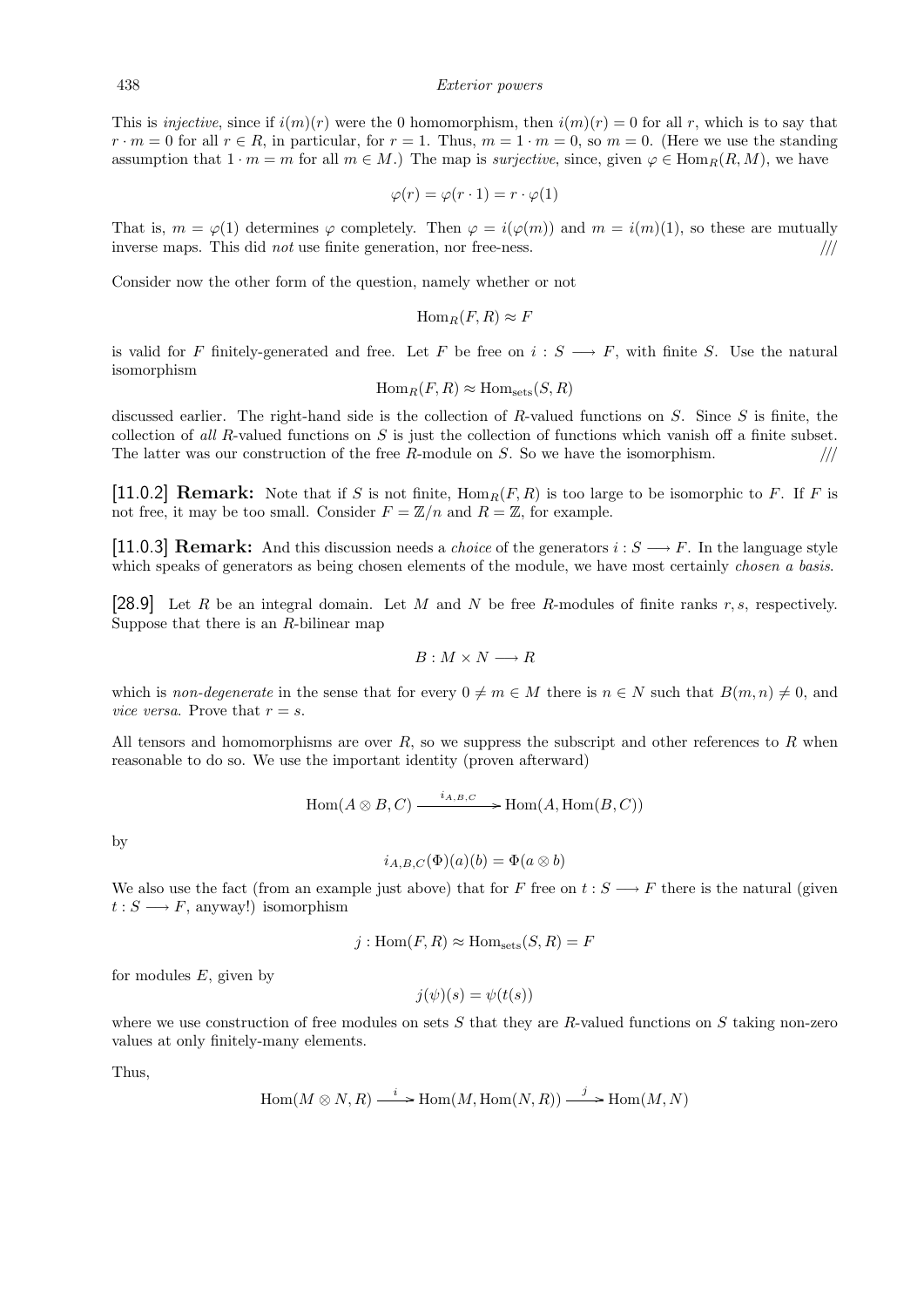This is *injective*, since if $i(m)(r)$ were the 0 homomorphism, then $i(m)(r) = 0$ for all $r$, which is to say that $r \cdot m = 0$ for all $r \in R$, in particular, for $r = 1$. Thus, $m = 1 \cdot m = 0$, so $m = 0$. (Here we use the standing assumption that $1 \cdot m = m$ for all $m \in M$.) The map is *surjective*, since, given $\varphi \in \mathrm{Hom}_R(R, M)$, we have

$$\varphi(r) = \varphi(r \cdot 1) = r \cdot \varphi(1)$$

That is, $m = \varphi(1)$ determines $\varphi$ completely. Then $\varphi = i(\varphi(m))$ and $m = i(m)(1)$, so these are mutually inverse maps. This did *not* use finite generation, nor free-ness. ///

Consider now the other form of the question, namely whether or not

$$\mathrm{Hom}_R(F, R) \approx F$$

is valid for $F$ finitely-generated and free. Let $F$ be free on $i : S \longrightarrow F$, with finite $S$. Use the natural isomorphism

$$\mathrm{Hom}_R(F, R) \approx \mathrm{Hom}_{\mathrm{sets}}(S, R)$$

discussed earlier. The right-hand side is the collection of $R$-valued functions on $S$. Since $S$ is finite, the collection of *all* $R$-valued functions on $S$ is just the collection of functions which vanish off a finite subset. The latter was our construction of the free $R$-module on $S$. So we have the isomorphism. ///

[11.0.2] **Remark:** Note that if $S$ is not finite, $\mathrm{Hom}_R(F, R)$ is too large to be isomorphic to $F$. If $F$ is not free, it may be too small. Consider $F = \mathbb{Z}/n$ and $R = \mathbb{Z}$, for example.

[11.0.3] **Remark:** And this discussion needs a *choice* of the generators $i : S \longrightarrow F$. In the language style which speaks of generators as being chosen elements of the module, we have most certainly *chosen a basis*.

[28.9] Let $R$ be an integral domain. Let $M$ and $N$ be free $R$-modules of finite ranks $r, s$, respectively. Suppose that there is an $R$-bilinear map

$$B : M \times N \longrightarrow R$$

which is *non-degenerate* in the sense that for every $0 \neq m \in M$ there is $n \in N$ such that $B(m, n) \neq 0$, and *vice versa*. Prove that $r = s$.

All tensors and homomorphisms are over $R$, so we suppress the subscript and other references to $R$ when reasonable to do so. We use the important identity (proven afterward)

$$\mathrm{Hom}(A \otimes B, C) \xrightarrow{\ i_{A,B,C}\ } \mathrm{Hom}(A, \mathrm{Hom}(B, C))$$

by

$$i_{A,B,C}(\Phi)(a)(b) = \Phi(a \otimes b)$$

We also use the fact (from an example just above) that for $F$ free on $t : S \longrightarrow F$ there is the natural (given $t : S \longrightarrow F$, anyway!) isomorphism

$$j : \mathrm{Hom}(F, R) \approx \mathrm{Hom}_{\mathrm{sets}}(S, R) = F$$

for modules $E$, given by

$$j(\psi)(s) = \psi(t(s))$$

where we use construction of free modules on sets $S$ that they are $R$-valued functions on $S$ taking non-zero values at only finitely-many elements.

Thus,

$$\mathrm{Hom}(M \otimes N, R) \xrightarrow{\ i\ } \mathrm{Hom}(M, \mathrm{Hom}(N, R)) \xrightarrow{\ j\ } \mathrm{Hom}(M, N)$$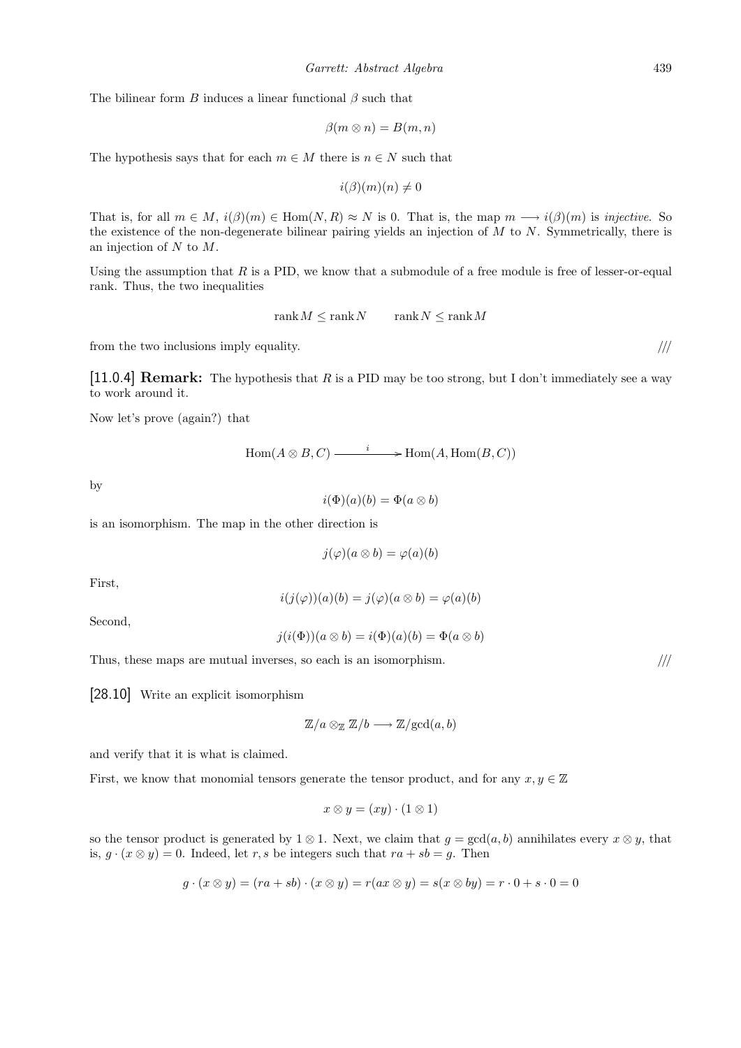The bilinear form $B$ induces a linear functional $\beta$ such that

$$\beta(m \otimes n) = B(m, n)$$

The hypothesis says that for each $m \in M$ there is $n \in N$ such that

$$i(\beta)(m)(n) \neq 0$$

That is, for all $m \in M$, $i(\beta)(m) \in \text{Hom}(N, R) \approx N$ is 0. That is, the map $m \longrightarrow i(\beta)(m)$ is *injective*. So the existence of the non-degenerate bilinear pairing yields an injection of $M$ to $N$. Symmetrically, there is an injection of $N$ to $M$.

Using the assumption that $R$ is a PID, we know that a submodule of a free module is free of lesser-or-equal rank. Thus, the two inequalities

$$\text{rank}\, M \leq \text{rank}\, N \qquad \text{rank}\, N \leq \text{rank}\, M$$

from the two inclusions imply equality. ///

**[11.0.4] Remark:** The hypothesis that $R$ is a PID may be too strong, but I don't immediately see a way to work around it.

Now let's prove (again?) that

$$\text{Hom}(A \otimes B, C) \xrightarrow{\quad i \quad} \text{Hom}(A, \text{Hom}(B, C))$$

by

$$i(\Phi)(a)(b) = \Phi(a \otimes b)$$

is an isomorphism. The map in the other direction is

$$j(\varphi)(a \otimes b) = \varphi(a)(b)$$

First,

$$i(j(\varphi))(a)(b) = j(\varphi)(a \otimes b) = \varphi(a)(b)$$

Second,

$$j(i(\Phi))(a \otimes b) = i(\Phi)(a)(b) = \Phi(a \otimes b)$$

Thus, these maps are mutual inverses, so each is an isomorphism. ///

[28.10] Write an explicit isomorphism

$$\mathbb{Z}/a \otimes_{\mathbb{Z}} \mathbb{Z}/b \longrightarrow \mathbb{Z}/\gcd(a, b)$$

and verify that it is what is claimed.

First, we know that monomial tensors generate the tensor product, and for any $x, y \in \mathbb{Z}$

$$x \otimes y = (xy) \cdot (1 \otimes 1)$$

so the tensor product is generated by $1 \otimes 1$. Next, we claim that $g = \gcd(a, b)$ annihilates every $x \otimes y$, that is, $g \cdot (x \otimes y) = 0$. Indeed, let $r, s$ be integers such that $ra + sb = g$. Then

$$g \cdot (x \otimes y) = (ra + sb) \cdot (x \otimes y) = r(ax \otimes y) = s(x \otimes by) = r \cdot 0 + s \cdot 0 = 0$$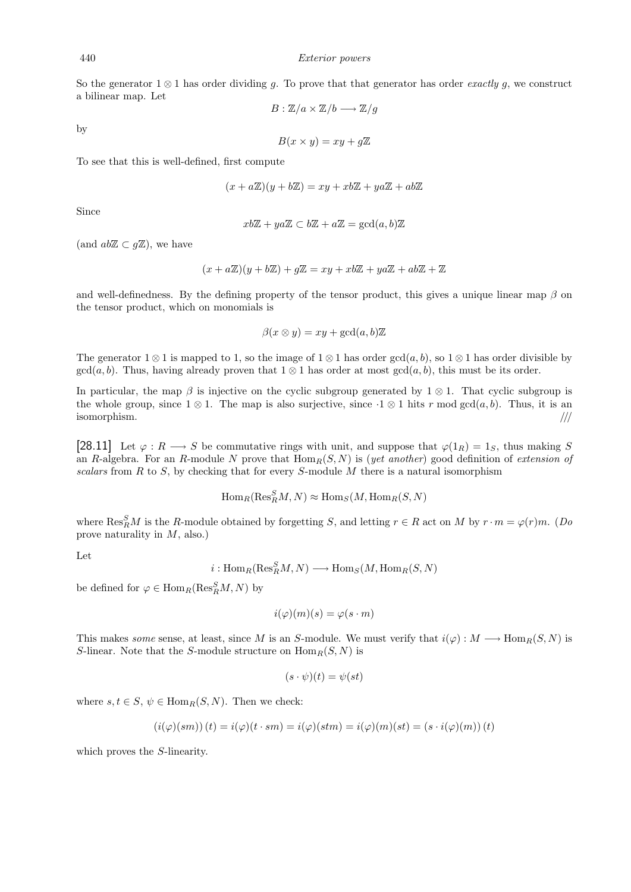So the generator $1 \otimes 1$ has order dividing $g$. To prove that that generator has order *exactly* $g$, we construct a bilinear map. Let

$$B : \mathbb{Z}/a \times \mathbb{Z}/b \longrightarrow \mathbb{Z}/g$$

by

$$B(x \times y) = xy + g\mathbb{Z}$$

To see that this is well-defined, first compute

$$(x + a\mathbb{Z})(y + b\mathbb{Z}) = xy + xb\mathbb{Z} + ya\mathbb{Z} + ab\mathbb{Z}$$

Since

$$xb\mathbb{Z} + ya\mathbb{Z} \subset b\mathbb{Z} + a\mathbb{Z} = \gcd(a, b)\mathbb{Z}$$

(and $ab\mathbb{Z} \subset g\mathbb{Z}$), we have

$$(x + a\mathbb{Z})(y + b\mathbb{Z}) + g\mathbb{Z} = xy + xb\mathbb{Z} + ya\mathbb{Z} + ab\mathbb{Z} + \mathbb{Z}$$

and well-definedness. By the defining property of the tensor product, this gives a unique linear map $\beta$ on the tensor product, which on monomials is

$$\beta(x \otimes y) = xy + \gcd(a, b)\mathbb{Z}$$

The generator $1 \otimes 1$ is mapped to 1, so the image of $1 \otimes 1$ has order $\gcd(a, b)$, so $1 \otimes 1$ has order divisible by $\gcd(a, b)$. Thus, having already proven that $1 \otimes 1$ has order at most $\gcd(a, b)$, this must be its order.

In particular, the map $\beta$ is injective on the cyclic subgroup generated by $1 \otimes 1$. That cyclic subgroup is the whole group, since $1 \otimes 1$. The map is also surjective, since $\cdot 1 \otimes 1$ hits $r \bmod \gcd(a, b)$. Thus, it is an isomorphism. ///

**[28.11]** Let $\varphi : R \longrightarrow S$ be commutative rings with unit, and suppose that $\varphi(1_R) = 1_S$, thus making $S$ an $R$-algebra. For an $R$-module $N$ prove that $\mathrm{Hom}_R(S, N)$ is (*yet another*) good definition of *extension of scalars* from $R$ to $S$, by checking that for every $S$-module $M$ there is a natural isomorphism

$$\mathrm{Hom}_R(\mathrm{Res}^S_R M, N) \approx \mathrm{Hom}_S(M, \mathrm{Hom}_R(S, N))$$

where $\mathrm{Res}^S_R M$ is the $R$-module obtained by forgetting $S$, and letting $r \in R$ act on $M$ by $r \cdot m = \varphi(r)m$. (*Do* prove naturality in $M$, also.)

Let

$$i : \mathrm{Hom}_R(\mathrm{Res}^S_R M, N) \longrightarrow \mathrm{Hom}_S(M, \mathrm{Hom}_R(S, N))$$

be defined for $\varphi \in \mathrm{Hom}_R(\mathrm{Res}^S_R M, N)$ by

$$i(\varphi)(m)(s) = \varphi(s \cdot m)$$

This makes *some* sense, at least, since $M$ is an $S$-module. We must verify that $i(\varphi) : M \longrightarrow \mathrm{Hom}_R(S, N)$ is $S$-linear. Note that the $S$-module structure on $\mathrm{Hom}_R(S, N)$ is

$$(s \cdot \psi)(t) = \psi(st)$$

where $s, t \in S$, $\psi \in \mathrm{Hom}_R(S, N)$. Then we check:

$$\left(i(\varphi)(sm)\right)(t) = i(\varphi)(t \cdot sm) = i(\varphi)(stm) = i(\varphi)(m)(st) = \left(s \cdot i(\varphi)(m)\right)(t)$$

which proves the $S$-linearity.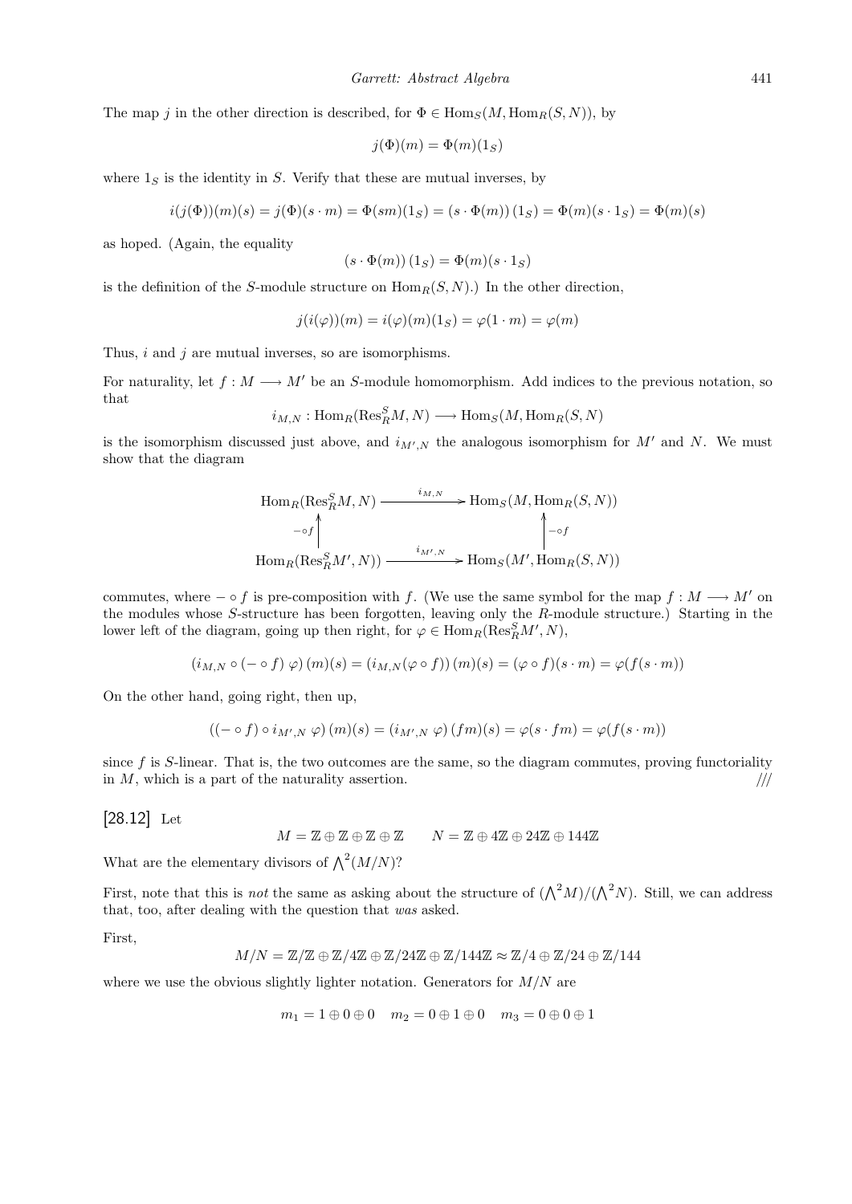The map $j$ in the other direction is described, for $\Phi \in \text{Hom}_S(M, \text{Hom}_R(S, N))$, by

$$j(\Phi)(m) = \Phi(m)(1_S)$$

where $1_S$ is the identity in $S$. Verify that these are mutual inverses, by

$$i(j(\Phi))(m)(s) = j(\Phi)(s \cdot m) = \Phi(sm)(1_S) = (s \cdot \Phi(m))\,(1_S) = \Phi(m)(s \cdot 1_S) = \Phi(m)(s)$$

as hoped. (Again, the equality

$$(s \cdot \Phi(m))\,(1_S) = \Phi(m)(s \cdot 1_S)$$

is the definition of the $S$-module structure on $\text{Hom}_R(S, N)$.) In the other direction,

$$j(i(\varphi))(m) = i(\varphi)(m)(1_S) = \varphi(1 \cdot m) = \varphi(m)$$

Thus, $i$ and $j$ are mutual inverses, so are isomorphisms.

For naturality, let $f : M \longrightarrow M'$ be an $S$-module homomorphism. Add indices to the previous notation, so that

$$i_{M,N} : \text{Hom}_R(\text{Res}^S_R M, N) \longrightarrow \text{Hom}_S(M, \text{Hom}_R(S, N)$$

is the isomorphism discussed just above, and $i_{M',N}$ the analogous isomorphism for $M'$ and $N$. We must show that the diagram

$$\begin{array}{ccc}
\text{Hom}_R(\text{Res}^S_R M, N) & \xrightarrow{\ i_{M,N}\ } & \text{Hom}_S(M, \text{Hom}_R(S, N)) \\
\uparrow {\scriptstyle -\circ f} & & \uparrow {\scriptstyle -\circ f} \\
\text{Hom}_R(\text{Res}^S_R M', N)) & \xrightarrow{\ i_{M',N}\ } & \text{Hom}_S(M', \text{Hom}_R(S, N))
\end{array}$$

commutes, where $- \circ f$ is pre-composition with $f$. (We use the same symbol for the map $f : M \longrightarrow M'$ on the modules whose $S$-structure has been forgotten, leaving only the $R$-module structure.) Starting in the lower left of the diagram, going up then right, for $\varphi \in \text{Hom}_R(\text{Res}^S_R M', N)$,

$$(i_{M,N} \circ (- \circ f)\ \varphi)\,(m)(s) = (i_{M,N}(\varphi \circ f))\,(m)(s) = (\varphi \circ f)(s \cdot m) = \varphi(f(s \cdot m))$$

On the other hand, going right, then up,

$$((- \circ f) \circ i_{M',N}\ \varphi)\,(m)(s) = (i_{M',N}\ \varphi)\,(fm)(s) = \varphi(s \cdot fm) = \varphi(f(s \cdot m))$$

since $f$ is $S$-linear. That is, the two outcomes are the same, so the diagram commutes, proving functoriality in $M$, which is a part of the naturality assertion. ///

[28.12] Let

$$M = \mathbb{Z} \oplus \mathbb{Z} \oplus \mathbb{Z} \oplus \mathbb{Z} \qquad N = \mathbb{Z} \oplus 4\mathbb{Z} \oplus 24\mathbb{Z} \oplus 144\mathbb{Z}$$

What are the elementary divisors of $\bigwedge^2(M/N)$?

First, note that this is *not* the same as asking about the structure of $(\bigwedge^2 M)/(\bigwedge^2 N)$. Still, we can address that, too, after dealing with the question that *was* asked.

First,

$$M/N = \mathbb{Z}/\mathbb{Z} \oplus \mathbb{Z}/4\mathbb{Z} \oplus \mathbb{Z}/24\mathbb{Z} \oplus \mathbb{Z}/144\mathbb{Z} \approx \mathbb{Z}/4 \oplus \mathbb{Z}/24 \oplus \mathbb{Z}/144$$

where we use the obvious slightly lighter notation. Generators for $M/N$ are

$$m_1 = 1 \oplus 0 \oplus 0 \quad m_2 = 0 \oplus 1 \oplus 0 \quad m_3 = 0 \oplus 0 \oplus 1$$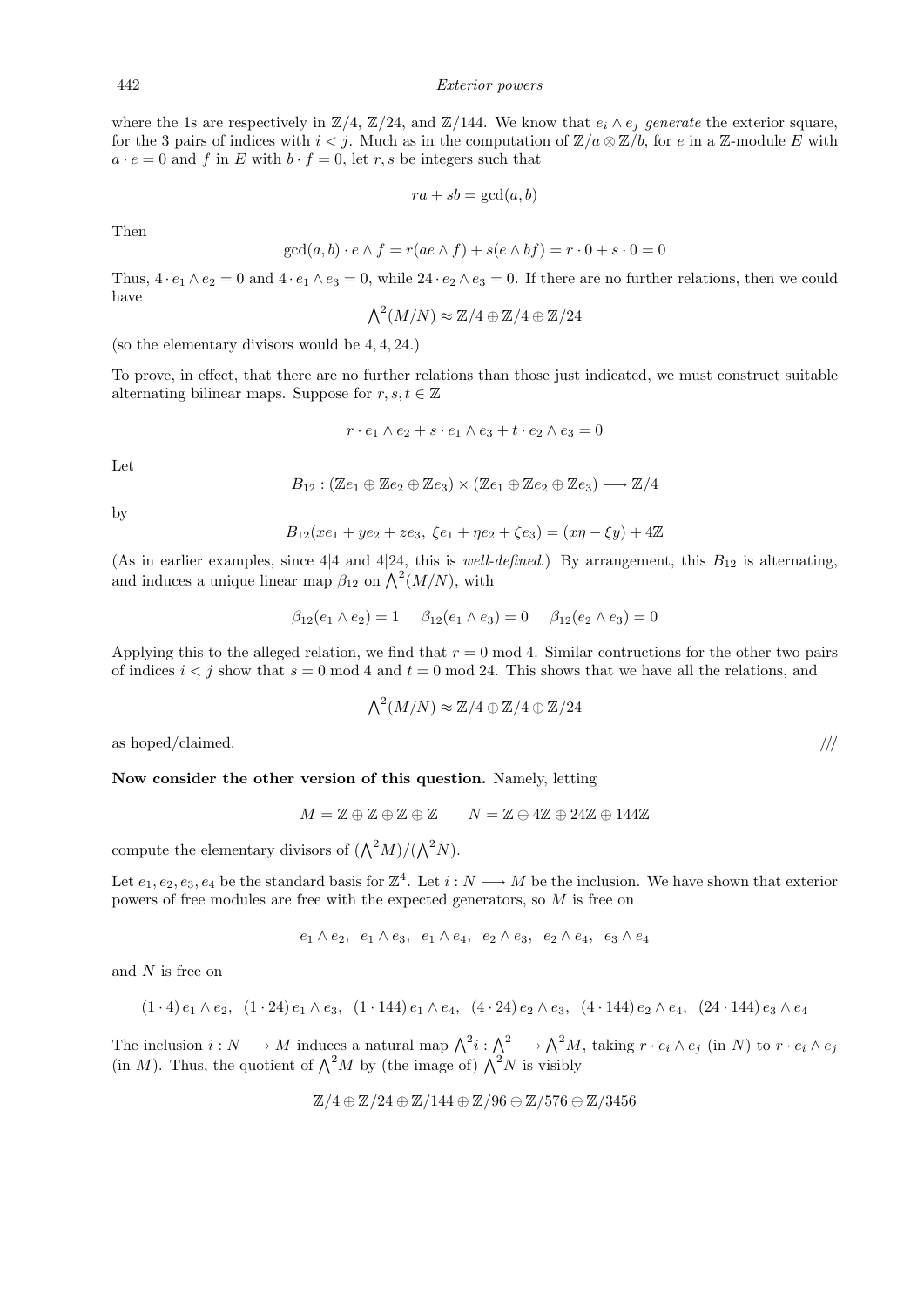where the 1s are respectively in $\mathbb{Z}/4$, $\mathbb{Z}/24$, and $\mathbb{Z}/144$. We know that $e_i \wedge e_j$ *generate* the exterior square, for the 3 pairs of indices with $i < j$. Much as in the computation of $\mathbb{Z}/a \otimes \mathbb{Z}/b$, for $e$ in a $\mathbb{Z}$-module $E$ with $a \cdot e = 0$ and $f$ in $E$ with $b \cdot f = 0$, let $r, s$ be integers such that

$$ra + sb = \gcd(a, b)$$

Then

$$\gcd(a, b) \cdot e \wedge f = r(ae \wedge f) + s(e \wedge bf) = r \cdot 0 + s \cdot 0 = 0$$

Thus, $4 \cdot e_1 \wedge e_2 = 0$ and $4 \cdot e_1 \wedge e_3 = 0$, while $24 \cdot e_2 \wedge e_3 = 0$. If there are no further relations, then we could have

$$\bigwedge^2 (M/N) \approx \mathbb{Z}/4 \oplus \mathbb{Z}/4 \oplus \mathbb{Z}/24$$

(so the elementary divisors would be 4, 4, 24.)

To prove, in effect, that there are no further relations than those just indicated, we must construct suitable alternating bilinear maps. Suppose for $r, s, t \in \mathbb{Z}$

$$r \cdot e_1 \wedge e_2 + s \cdot e_1 \wedge e_3 + t \cdot e_2 \wedge e_3 = 0$$

Let

$$B_{12} : (\mathbb{Z}e_1 \oplus \mathbb{Z}e_2 \oplus \mathbb{Z}e_3) \times (\mathbb{Z}e_1 \oplus \mathbb{Z}e_2 \oplus \mathbb{Z}e_3) \longrightarrow \mathbb{Z}/4$$

by

$$B_{12}(xe_1 + ye_2 + ze_3,\ \xi e_1 + \eta e_2 + \zeta e_3) = (x\eta - \xi y) + 4\mathbb{Z}$$

(As in earlier examples, since $4|4$ and $4|24$, this is *well-defined*.) By arrangement, this $B_{12}$ is alternating, and induces a unique linear map $\beta_{12}$ on $\bigwedge^2 (M/N)$, with

$$\beta_{12}(e_1 \wedge e_2) = 1 \qquad \beta_{12}(e_1 \wedge e_3) = 0 \qquad \beta_{12}(e_2 \wedge e_3) = 0$$

Applying this to the alleged relation, we find that $r = 0 \bmod 4$. Similar contructions for the other two pairs of indices $i < j$ show that $s = 0 \bmod 4$ and $t = 0 \bmod 24$. This shows that we have all the relations, and

$$\bigwedge^2 (M/N) \approx \mathbb{Z}/4 \oplus \mathbb{Z}/4 \oplus \mathbb{Z}/24$$

as hoped/claimed. ///

**Now consider the other version of this question.** Namely, letting

$$M = \mathbb{Z} \oplus \mathbb{Z} \oplus \mathbb{Z} \oplus \mathbb{Z} \qquad N = \mathbb{Z} \oplus 4\mathbb{Z} \oplus 24\mathbb{Z} \oplus 144\mathbb{Z}$$

compute the elementary divisors of $(\bigwedge^2 M)/(\bigwedge^2 N)$.

Let $e_1, e_2, e_3, e_4$ be the standard basis for $\mathbb{Z}^4$. Let $i : N \longrightarrow M$ be the inclusion. We have shown that exterior powers of free modules are free with the expected generators, so $M$ is free on

$$e_1 \wedge e_2,\ \ e_1 \wedge e_3,\ \ e_1 \wedge e_4,\ \ e_2 \wedge e_3,\ \ e_2 \wedge e_4,\ \ e_3 \wedge e_4$$

and $N$ is free on

$$(1 \cdot 4)\, e_1 \wedge e_2,\ \ (1 \cdot 24)\, e_1 \wedge e_3,\ \ (1 \cdot 144)\, e_1 \wedge e_4,\ \ (4 \cdot 24)\, e_2 \wedge e_3,\ \ (4 \cdot 144)\, e_2 \wedge e_4,\ \ (24 \cdot 144)\, e_3 \wedge e_4$$

The inclusion $i : N \longrightarrow M$ induces a natural map $\bigwedge^2 i : \bigwedge^2 \longrightarrow \bigwedge^2 M$, taking $r \cdot e_i \wedge e_j$ (in $N$) to $r \cdot e_i \wedge e_j$ (in $M$). Thus, the quotient of $\bigwedge^2 M$ by (the image of) $\bigwedge^2 N$ is visibly

$$\mathbb{Z}/4 \oplus \mathbb{Z}/24 \oplus \mathbb{Z}/144 \oplus \mathbb{Z}/96 \oplus \mathbb{Z}/576 \oplus \mathbb{Z}/3456$$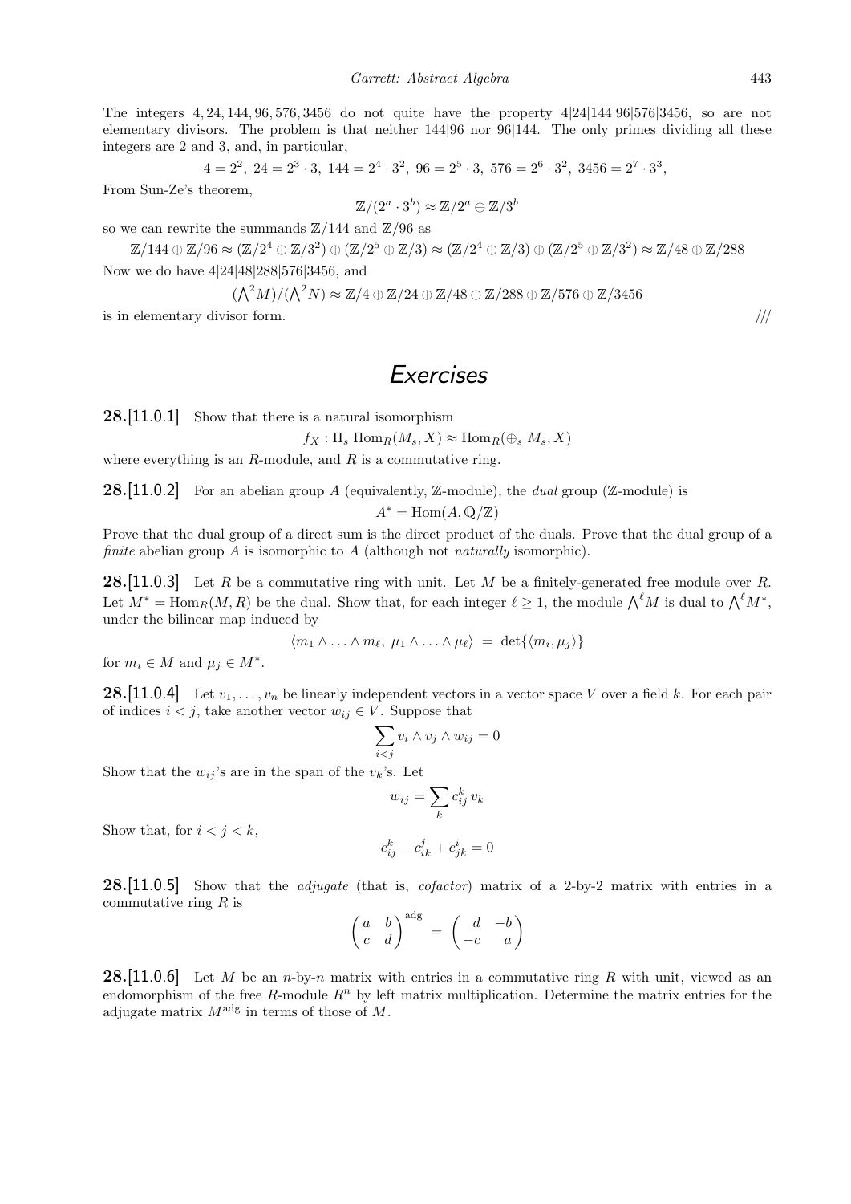The integers $4, 24, 144, 96, 576, 3456$ do not quite have the property $4|24|144|96|576|3456$, so are not elementary divisors. The problem is that neither $144|96$ nor $96|144$. The only primes dividing all these integers are 2 and 3, and, in particular,

$$4 = 2^2,\ 24 = 2^3 \cdot 3,\ 144 = 2^4 \cdot 3^2,\ 96 = 2^5 \cdot 3,\ 576 = 2^6 \cdot 3^2,\ 3456 = 2^7 \cdot 3^3,$$

From Sun-Ze's theorem,

$$\mathbb{Z}/(2^a \cdot 3^b) \approx \mathbb{Z}/2^a \oplus \mathbb{Z}/3^b$$

so we can rewrite the summands $\mathbb{Z}/144$ and $\mathbb{Z}/96$ as

$$\mathbb{Z}/144 \oplus \mathbb{Z}/96 \approx (\mathbb{Z}/2^4 \oplus \mathbb{Z}/3^2) \oplus (\mathbb{Z}/2^5 \oplus \mathbb{Z}/3) \approx (\mathbb{Z}/2^4 \oplus \mathbb{Z}/3) \oplus (\mathbb{Z}/2^5 \oplus \mathbb{Z}/3^2) \approx \mathbb{Z}/48 \oplus \mathbb{Z}/288$$

Now we do have $4|24|48|288|576|3456$, and

$$(\textstyle\bigwedge^2 M)/(\bigwedge^2 N) \approx \mathbb{Z}/4 \oplus \mathbb{Z}/24 \oplus \mathbb{Z}/48 \oplus \mathbb{Z}/288 \oplus \mathbb{Z}/576 \oplus \mathbb{Z}/3456$$

is in elementary divisor form. ///

## Exercises

**28.**[11.0.1] Show that there is a natural isomorphism

$$f_X : \Pi_s \operatorname{Hom}_R(M_s, X) \approx \operatorname{Hom}_R(\oplus_s M_s, X)$$

where everything is an $R$-module, and $R$ is a commutative ring.

**28.**[11.0.2] For an abelian group $A$ (equivalently, $\mathbb{Z}$-module), the *dual* group ($\mathbb{Z}$-module) is

$$A^* = \operatorname{Hom}(A, \mathbb{Q}/\mathbb{Z})$$

Prove that the dual group of a direct sum is the direct product of the duals. Prove that the dual group of a *finite* abelian group $A$ is isomorphic to $A$ (although not *naturally* isomorphic).

**28.**[11.0.3] Let $R$ be a commutative ring with unit. Let $M$ be a finitely-generated free module over $R$. Let $M^* = \operatorname{Hom}_R(M, R)$ be the dual. Show that, for each integer $\ell \geq 1$, the module $\bigwedge^\ell M$ is dual to $\bigwedge^\ell M^*$, under the bilinear map induced by

$$\langle m_1 \wedge \ldots \wedge m_\ell,\ \mu_1 \wedge \ldots \wedge \mu_\ell \rangle \ = \ \det\{\langle m_i, \mu_j \rangle\}$$

for $m_i \in M$ and $\mu_j \in M^*$.

**28.**[11.0.4] Let $v_1, \ldots, v_n$ be linearly independent vectors in a vector space $V$ over a field $k$. For each pair of indices $i < j$, take another vector $w_{ij} \in V$. Suppose that

$$\sum_{i<j} v_i \wedge v_j \wedge w_{ij} = 0$$

Show that the $w_{ij}$'s are in the span of the $v_k$'s. Let

$$w_{ij} = \sum_k c_{ij}^k \, v_k$$

Show that, for $i < j < k$,

$$c_{ij}^k - c_{ik}^j + c_{jk}^i = 0$$

**28.**[11.0.5] Show that the *adjugate* (that is, *cofactor*) matrix of a 2-by-2 matrix with entries in a commutative ring $R$ is

$$\begin{pmatrix} a & b \\ c & d \end{pmatrix}^{\mathrm{adg}} = \begin{pmatrix} d & -b \\ -c & a \end{pmatrix}$$

**28.**[11.0.6] Let $M$ be an $n$-by-$n$ matrix with entries in a commutative ring $R$ with unit, viewed as an endomorphism of the free $R$-module $R^n$ by left matrix multiplication. Determine the matrix entries for the adjugate matrix $M^{\mathrm{adg}}$ in terms of those of $M$.